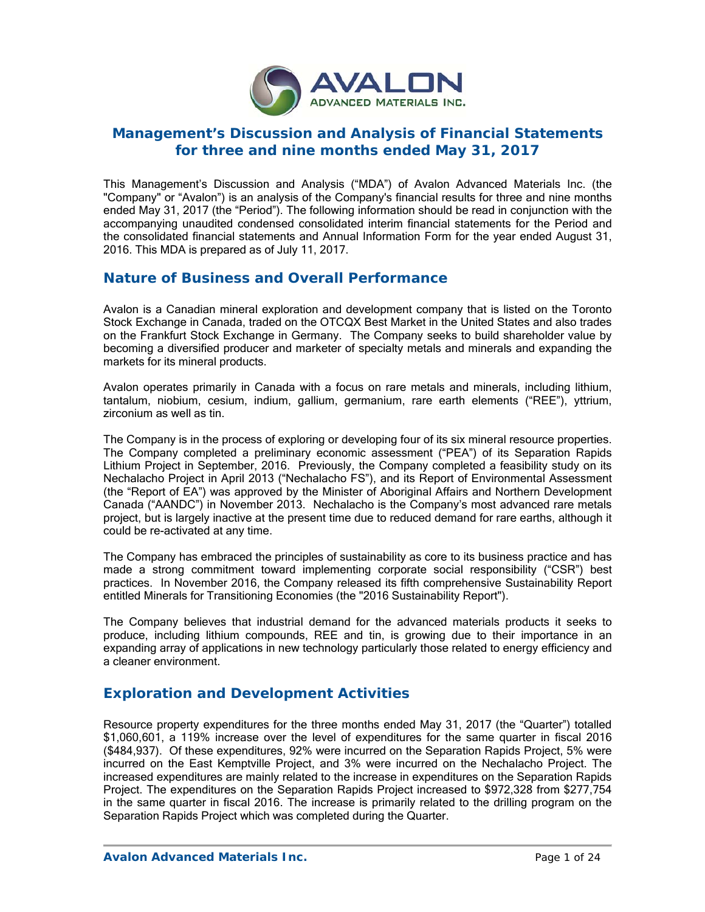# Management's Discussion and Analysis of Financial Statements for three and nine months ended May 31, 2017

This Management's Discussion and Analysis ("MDA") of Avalon Advanced Materials Inc. (the "Company" or "Avalon") is an analysis of the Company's financial results for three and nine months ended May 31, 2017 (the "Period"). The following information should be read in conjunction with the accompanying unaudited condensed consolidated interim financial statements for the Period and the consolidated financial statements and Annual Information Form for the year ended August 31, 2016. This MDA is prepared as of July 11, 2017.

## Nature of Business and Overall Performance

Avalon is a Canadian mineral exploration and development company that is listed on the Toronto Stock Exchange in Canada, traded on the OTCQX Best Market in the United States and also trades on the Frankfurt Stock Exchange in Germany. The Company seeks to build shareholder value by becoming a diversified producer and marketer of specialty metals and minerals and expanding the markets for its mineral products.

Avalon operates primarily in Canada with a focus on rare metals and minerals, including lithium, tantalum, niobium, cesium, indium, gallium, germanium, rare earth elements ("REE"), yttrium, zirconium as well as tin.

The Company is in the process of exploring or developing four of its six mineral resource properties. The Company completed a preliminary economic assessment ("PEA") of its Separation Rapids Lithium Project in September, 2016. Previously, the Company completed a feasibility study on its Nechalacho Project in April 2013 ("Nechalacho FS"), and its Report of Environmental Assessment (the "Report of EA") was approved by the Minister of Aboriginal Affairs and Northern Development Canada ("AANDC") in November 2013. Nechalacho is the Company's most advanced rare metals project, but is largely inactive at the present time due to reduced demand for rare earths, although it could be re-activated at any time.

The Company has embraced the principles of sustainability as core to its business practice and has made a strong commitment toward implementing corporate social responsibility ("CSR") best practices. In November 2016, the Company released its fifth comprehensive Sustainability Report entitled Minerals for Transitioning Economies (the "2016 Sustainability Report").

The Company believes that industrial demand for the advanced materials products it seeks to produce, including lithium compounds, REE and tin, is growing due to their importance in an expanding array of applications in new technology particularly those related to energy efficiency and a cleaner environment.

## Exploration and Development Activities

Resource property expenditures for the three months ended May 31, 2017 (the "Quarter") totalled $1,060,601, a 119% increase over the level of expenditures for the same quarter in fiscal 2016 ($484,937). Of these expenditures, 92% were incurred on the Separation Rapids Project, 5% were incurred on the East Kemptville Project, and 3% were incurred on the Nechalacho Project. The increased expenditures are mainly related to the increase in expenditures on the Separation Rapids Project. The expenditures on the Separation Rapids Project increased to $972,328 from $277,754 in the same quarter in fiscal 2016. The increase is primarily related to the drilling program on the Separation Rapids Project which was completed during the Quarter.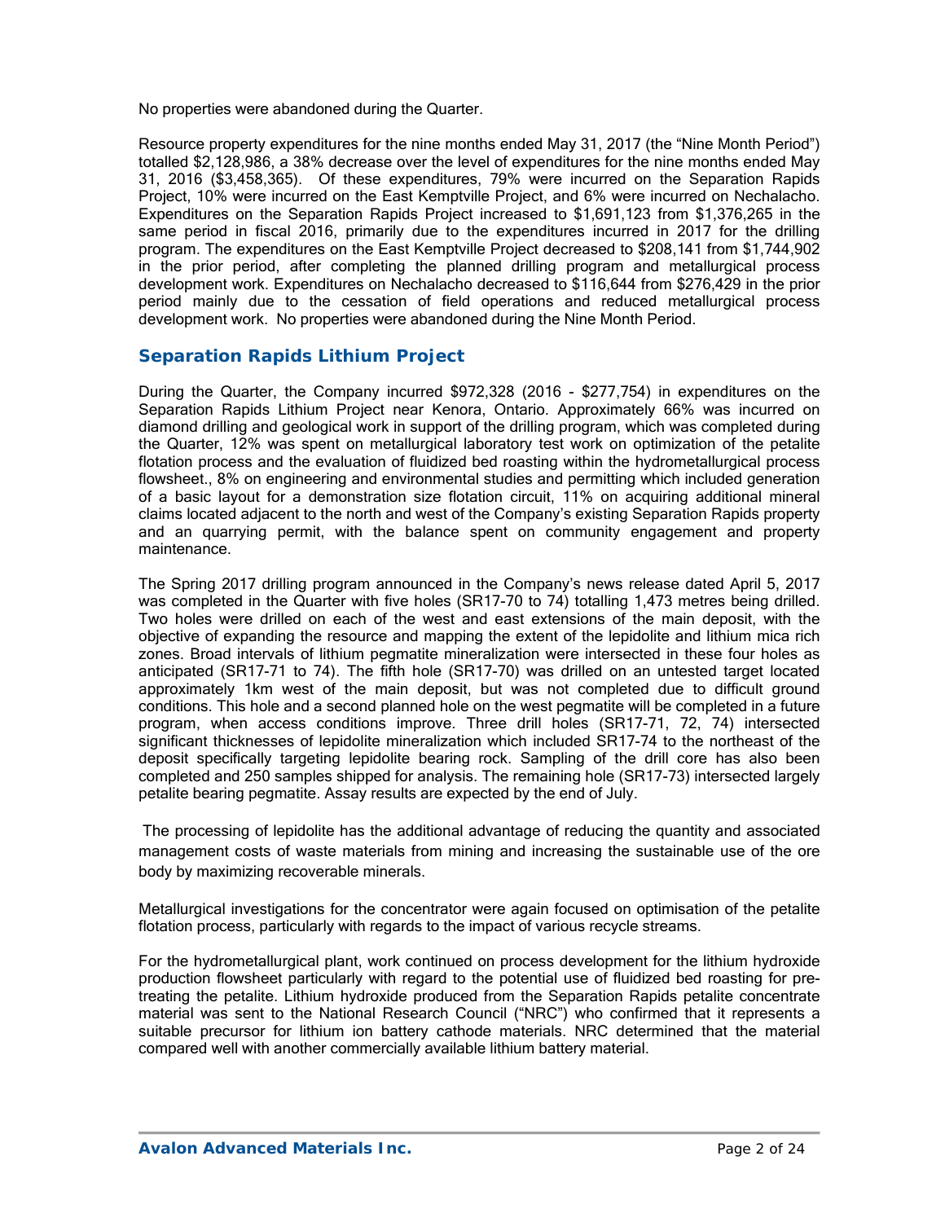No properties were abandoned during the Quarter.

Resource property expenditures for the nine months ended May 31, 2017 (the "Nine Month Period") totalled $2,128,986, a 38% decrease over the level of expenditures for the nine months ended May 31, 2016 ($3,458,365). Of these expenditures, 79% were incurred on the Separation Rapids Project, 10% were incurred on the East Kemptville Project, and 6% were incurred on Nechalacho. Expenditures on the Separation Rapids Project increased to $1,691,123 from $1,376,265 in the same period in fiscal 2016, primarily due to the expenditures incurred in 2017 for the drilling program. The expenditures on the East Kemptville Project decreased to $208,141 from $1,744,902 in the prior period, after completing the planned drilling program and metallurgical process development work. Expenditures on Nechalacho decreased to $116,644 from $276,429 in the prior period mainly due to the cessation of field operations and reduced metallurgical process development work. No properties were abandoned during the Nine Month Period.

## Separation Rapids Lithium Project

During the Quarter, the Company incurred $972,328 (2016 - $277,754) in expenditures on the Separation Rapids Lithium Project near Kenora, Ontario. Approximately 66% was incurred on diamond drilling and geological work in support of the drilling program, which was completed during the Quarter, 12% was spent on metallurgical laboratory test work on optimization of the petalite flotation process and the evaluation of fluidized bed roasting within the hydrometallurgical process flowsheet., 8% on engineering and environmental studies and permitting which included generation of a basic layout for a demonstration size flotation circuit, 11% on acquiring additional mineral claims located adjacent to the north and west of the Company's existing Separation Rapids property and an quarrying permit, with the balance spent on community engagement and property maintenance.

The Spring 2017 drilling program announced in the Company's news release dated April 5, 2017 was completed in the Quarter with five holes (SR17-70 to 74) totalling 1,473 metres being drilled. Two holes were drilled on each of the west and east extensions of the main deposit, with the objective of expanding the resource and mapping the extent of the lepidolite and lithium mica rich zones. Broad intervals of lithium pegmatite mineralization were intersected in these four holes as anticipated (SR17-71 to 74). The fifth hole (SR17-70) was drilled on an untested target located approximately 1km west of the main deposit, but was not completed due to difficult ground conditions. This hole and a second planned hole on the west pegmatite will be completed in a future program, when access conditions improve. Three drill holes (SR17-71, 72, 74) intersected significant thicknesses of lepidolite mineralization which included SR17-74 to the northeast of the deposit specifically targeting lepidolite bearing rock. Sampling of the drill core has also been completed and 250 samples shipped for analysis. The remaining hole (SR17-73) intersected largely petalite bearing pegmatite. Assay results are expected by the end of July.

The processing of lepidolite has the additional advantage of reducing the quantity and associated management costs of waste materials from mining and increasing the sustainable use of the ore body by maximizing recoverable minerals.

Metallurgical investigations for the concentrator were again focused on optimisation of the petalite flotation process, particularly with regards to the impact of various recycle streams.

For the hydrometallurgical plant, work continued on process development for the lithium hydroxide production flowsheet particularly with regard to the potential use of fluidized bed roasting for pre-treating the petalite. Lithium hydroxide produced from the Separation Rapids petalite concentrate material was sent to the National Research Council ("NRC") who confirmed that it represents a suitable precursor for lithium ion battery cathode materials. NRC determined that the material compared well with another commercially available lithium battery material.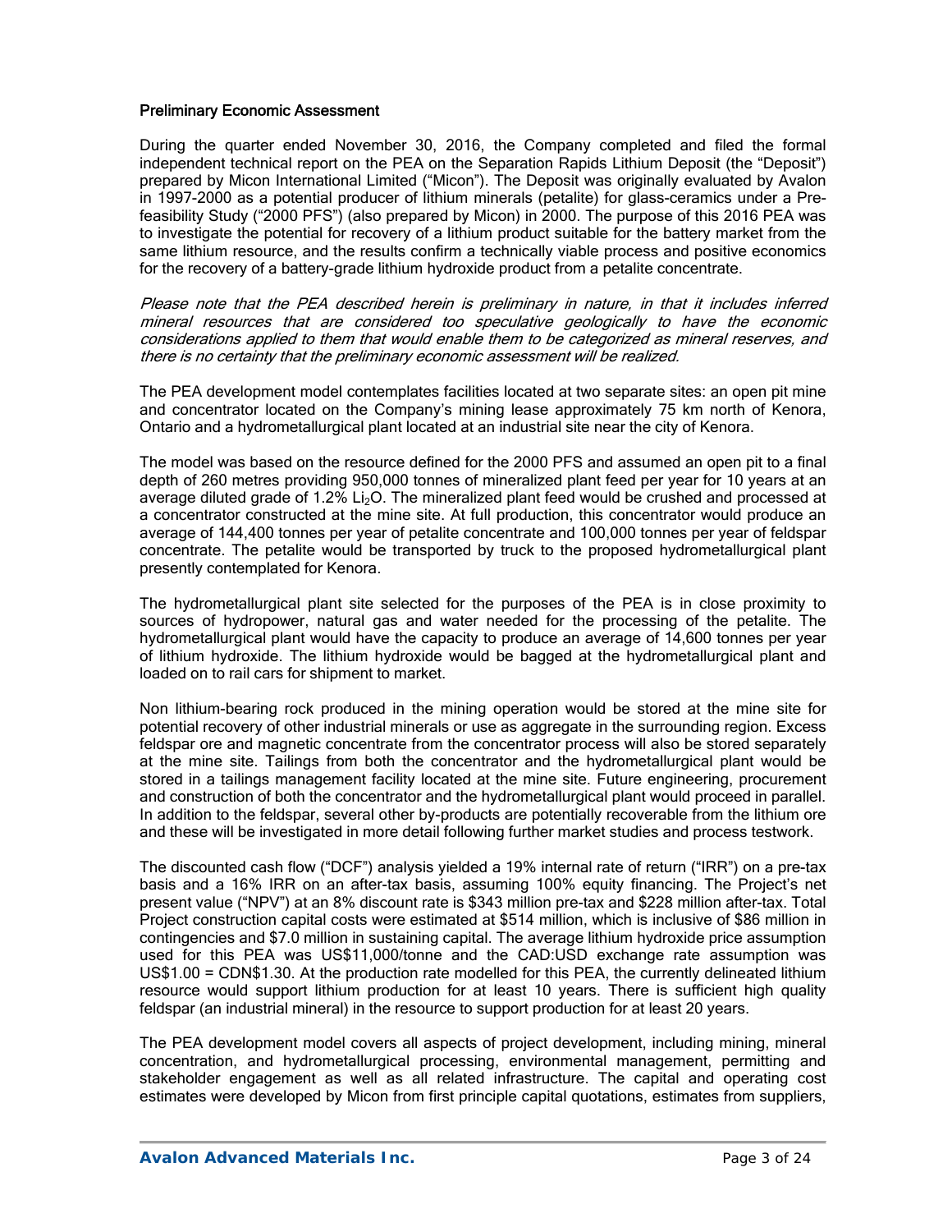## Preliminary Economic Assessment

During the quarter ended November 30, 2016, the Company completed and filed the formal independent technical report on the PEA on the Separation Rapids Lithium Deposit (the "Deposit") prepared by Micon International Limited ("Micon"). The Deposit was originally evaluated by Avalon in 1997-2000 as a potential producer of lithium minerals (petalite) for glass-ceramics under a Pre-feasibility Study ("2000 PFS") (also prepared by Micon) in 2000. The purpose of this 2016 PEA was to investigate the potential for recovery of a lithium product suitable for the battery market from the same lithium resource, and the results confirm a technically viable process and positive economics for the recovery of a battery-grade lithium hydroxide product from a petalite concentrate.

*Please note that the PEA described herein is preliminary in nature, in that it includes inferred mineral resources that are considered too speculative geologically to have the economic considerations applied to them that would enable them to be categorized as mineral reserves, and there is no certainty that the preliminary economic assessment will be realized.*

The PEA development model contemplates facilities located at two separate sites: an open pit mine and concentrator located on the Company's mining lease approximately 75 km north of Kenora, Ontario and a hydrometallurgical plant located at an industrial site near the city of Kenora.

The model was based on the resource defined for the 2000 PFS and assumed an open pit to a final depth of 260 metres providing 950,000 tonnes of mineralized plant feed per year for 10 years at an average diluted grade of 1.2% $Li_2O$. The mineralized plant feed would be crushed and processed at a concentrator constructed at the mine site. At full production, this concentrator would produce an average of 144,400 tonnes per year of petalite concentrate and 100,000 tonnes per year of feldspar concentrate. The petalite would be transported by truck to the proposed hydrometallurgical plant presently contemplated for Kenora.

The hydrometallurgical plant site selected for the purposes of the PEA is in close proximity to sources of hydropower, natural gas and water needed for the processing of the petalite. The hydrometallurgical plant would have the capacity to produce an average of 14,600 tonnes per year of lithium hydroxide. The lithium hydroxide would be bagged at the hydrometallurgical plant and loaded on to rail cars for shipment to market.

Non lithium-bearing rock produced in the mining operation would be stored at the mine site for potential recovery of other industrial minerals or use as aggregate in the surrounding region. Excess feldspar ore and magnetic concentrate from the concentrator process will also be stored separately at the mine site. Tailings from both the concentrator and the hydrometallurgical plant would be stored in a tailings management facility located at the mine site. Future engineering, procurement and construction of both the concentrator and the hydrometallurgical plant would proceed in parallel. In addition to the feldspar, several other by-products are potentially recoverable from the lithium ore and these will be investigated in more detail following further market studies and process testwork.

The discounted cash flow ("DCF") analysis yielded a 19% internal rate of return ("IRR") on a pre-tax basis and a 16% IRR on an after-tax basis, assuming 100% equity financing. The Project's net present value ("NPV") at an 8% discount rate is $343 million pre-tax and $228 million after-tax. Total Project construction capital costs were estimated at $514 million, which is inclusive of $86 million in contingencies and $7.0 million in sustaining capital. The average lithium hydroxide price assumption used for this PEA was US$11,000/tonne and the CAD:USD exchange rate assumption was US$1.00 = CDN$1.30. At the production rate modelled for this PEA, the currently delineated lithium resource would support lithium production for at least 10 years. There is sufficient high quality feldspar (an industrial mineral) in the resource to support production for at least 20 years.

The PEA development model covers all aspects of project development, including mining, mineral concentration, and hydrometallurgical processing, environmental management, permitting and stakeholder engagement as well as all related infrastructure. The capital and operating cost estimates were developed by Micon from first principle capital quotations, estimates from suppliers,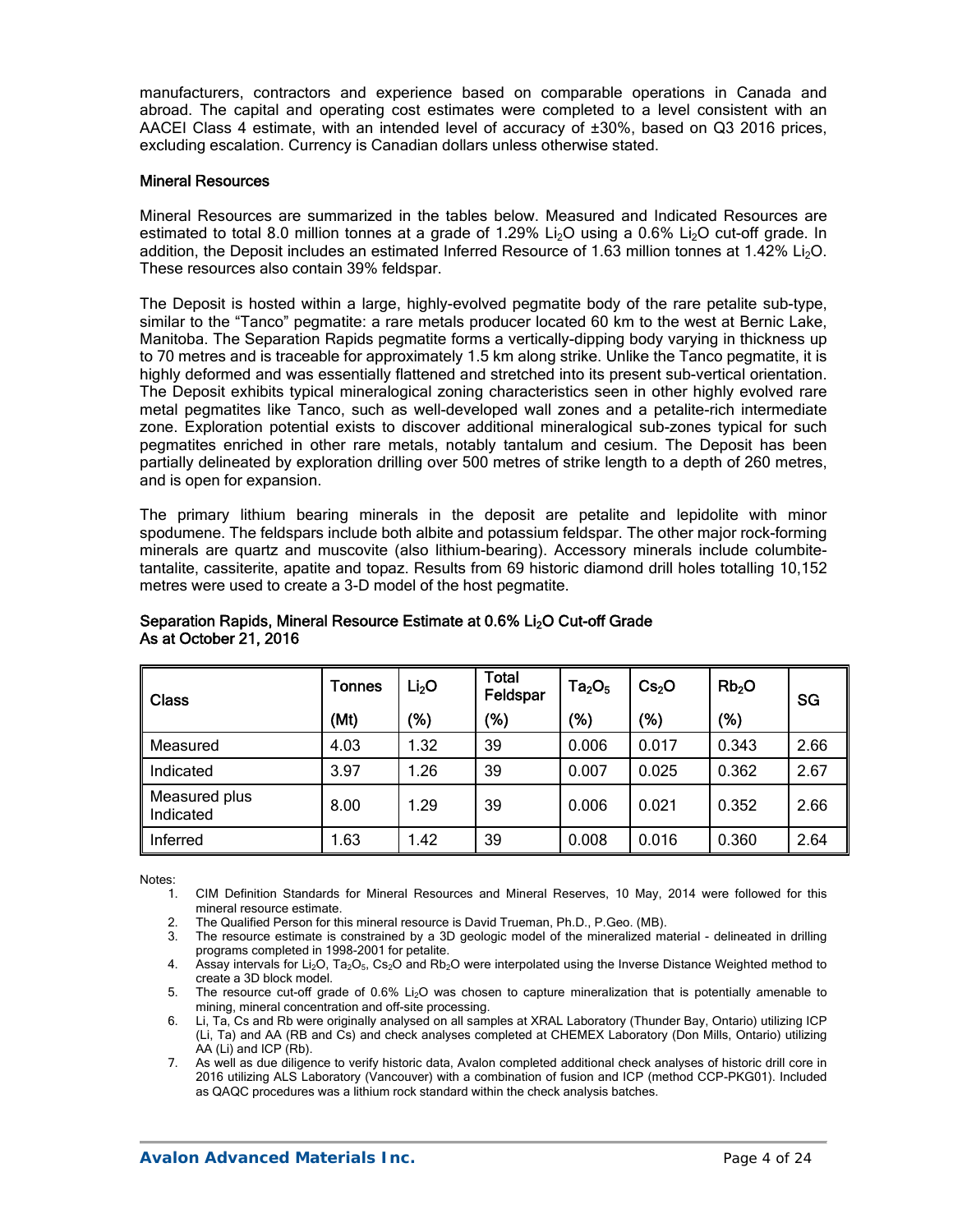manufacturers, contractors and experience based on comparable operations in Canada and abroad. The capital and operating cost estimates were completed to a level consistent with an AACEI Class 4 estimate, with an intended level of accuracy of ±30%, based on Q3 2016 prices, excluding escalation. Currency is Canadian dollars unless otherwise stated.

### Mineral Resources

Mineral Resources are summarized in the tables below. Measured and Indicated Resources are estimated to total 8.0 million tonnes at a grade of 1.29% $Li_2O$ using a 0.6% $Li_2O$ cut-off grade. In addition, the Deposit includes an estimated Inferred Resource of 1.63 million tonnes at 1.42% $Li_2O$. These resources also contain 39% feldspar.

The Deposit is hosted within a large, highly-evolved pegmatite body of the rare petalite sub-type, similar to the "Tanco" pegmatite: a rare metals producer located 60 km to the west at Bernic Lake, Manitoba. The Separation Rapids pegmatite forms a vertically-dipping body varying in thickness up to 70 metres and is traceable for approximately 1.5 km along strike. Unlike the Tanco pegmatite, it is highly deformed and was essentially flattened and stretched into its present sub-vertical orientation. The Deposit exhibits typical mineralogical zoning characteristics seen in other highly evolved rare metal pegmatites like Tanco, such as well-developed wall zones and a petalite-rich intermediate zone. Exploration potential exists to discover additional mineralogical sub-zones typical for such pegmatites enriched in other rare metals, notably tantalum and cesium. The Deposit has been partially delineated by exploration drilling over 500 metres of strike length to a depth of 260 metres, and is open for expansion.

The primary lithium bearing minerals in the deposit are petalite and lepidolite with minor spodumene. The feldspars include both albite and potassium feldspar. The other major rock-forming minerals are quartz and muscovite (also lithium-bearing). Accessory minerals include columbite-tantalite, cassiterite, apatite and topaz. Results from 69 historic diamond drill holes totalling 10,152 metres were used to create a 3-D model of the host pegmatite.

**Separation Rapids, Mineral Resource Estimate at 0.6% $Li_2O$ Cut-off Grade**
**As at October 21, 2016**

| Class | Tonnes (Mt) | $Li_2O$ (%) | Total Feldspar (%) | $Ta_2O_5$ (%) | $Cs_2O$ (%) | $Rb_2O$ (%) | SG |
|---|---|---|---|---|---|---|---|
| Measured | 4.03 | 1.32 | 39 | 0.006 | 0.017 | 0.343 | 2.66 |
| Indicated | 3.97 | 1.26 | 39 | 0.007 | 0.025 | 0.362 | 2.67 |
| Measured plus Indicated | 8.00 | 1.29 | 39 | 0.006 | 0.021 | 0.352 | 2.66 |
| Inferred | 1.63 | 1.42 | 39 | 0.008 | 0.016 | 0.360 | 2.64 |

Notes:

1. CIM Definition Standards for Mineral Resources and Mineral Reserves, 10 May, 2014 were followed for this mineral resource estimate.
2. The Qualified Person for this mineral resource is David Trueman, Ph.D., P.Geo. (MB).
3. The resource estimate is constrained by a 3D geologic model of the mineralized material - delineated in drilling programs completed in 1998-2001 for petalite.
4. Assay intervals for $Li_2O$, $Ta_2O_5$, $Cs_2O$ and $Rb_2O$ were interpolated using the Inverse Distance Weighted method to create a 3D block model.
5. The resource cut-off grade of 0.6% $Li_2O$ was chosen to capture mineralization that is potentially amenable to mining, mineral concentration and off-site processing.
6. Li, Ta, Cs and Rb were originally analysed on all samples at XRAL Laboratory (Thunder Bay, Ontario) utilizing ICP (Li, Ta) and AA (RB and Cs) and check analyses completed at CHEMEX Laboratory (Don Mills, Ontario) utilizing AA (Li) and ICP (Rb).
7. As well as due diligence to verify historic data, Avalon completed additional check analyses of historic drill core in 2016 utilizing ALS Laboratory (Vancouver) with a combination of fusion and ICP (method CCP-PKG01). Included as QAQC procedures was a lithium rock standard within the check analysis batches.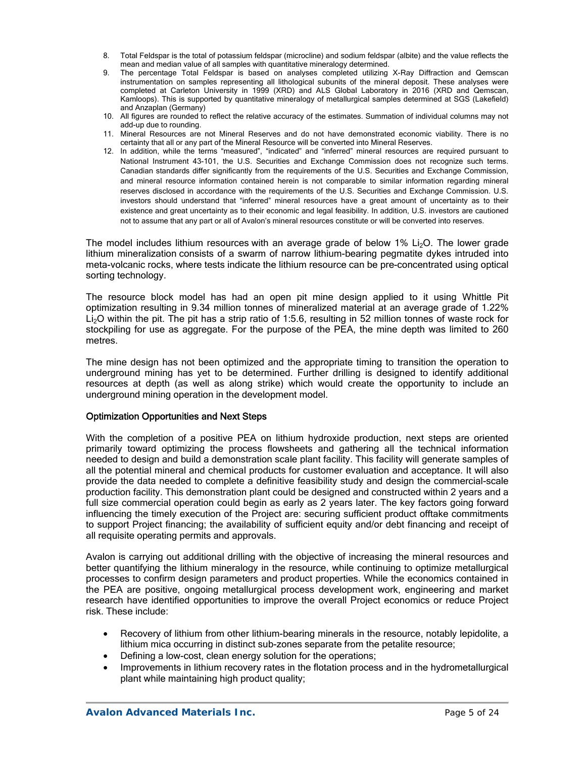8. Total Feldspar is the total of potassium feldspar (microcline) and sodium feldspar (albite) and the value reflects the mean and median value of all samples with quantitative mineralogy determined.
9. The percentage Total Feldspar is based on analyses completed utilizing X-Ray Diffraction and Qemscan instrumentation on samples representing all lithological subunits of the mineral deposit. These analyses were completed at Carleton University in 1999 (XRD) and ALS Global Laboratory in 2016 (XRD and Qemscan, Kamloops). This is supported by quantitative mineralogy of metallurgical samples determined at SGS (Lakefield) and Anzaplan (Germany)
10. All figures are rounded to reflect the relative accuracy of the estimates. Summation of individual columns may not add-up due to rounding.
11. Mineral Resources are not Mineral Reserves and do not have demonstrated economic viability. There is no certainty that all or any part of the Mineral Resource will be converted into Mineral Reserves.
12. In addition, while the terms "measured", "indicated" and "inferred" mineral resources are required pursuant to National Instrument 43-101, the U.S. Securities and Exchange Commission does not recognize such terms. Canadian standards differ significantly from the requirements of the U.S. Securities and Exchange Commission, and mineral resource information contained herein is not comparable to similar information regarding mineral reserves disclosed in accordance with the requirements of the U.S. Securities and Exchange Commission. U.S. investors should understand that "inferred" mineral resources have a great amount of uncertainty as to their existence and great uncertainty as to their economic and legal feasibility. In addition, U.S. investors are cautioned not to assume that any part or all of Avalon's mineral resources constitute or will be converted into reserves.

The model includes lithium resources with an average grade of below 1% $Li_2O$. The lower grade lithium mineralization consists of a swarm of narrow lithium-bearing pegmatite dykes intruded into meta-volcanic rocks, where tests indicate the lithium resource can be pre-concentrated using optical sorting technology.

The resource block model has had an open pit mine design applied to it using Whittle Pit optimization resulting in 9.34 million tonnes of mineralized material at an average grade of 1.22% $Li_2O$ within the pit. The pit has a strip ratio of 1:5.6, resulting in 52 million tonnes of waste rock for stockpiling for use as aggregate. For the purpose of the PEA, the mine depth was limited to 260 metres.

The mine design has not been optimized and the appropriate timing to transition the operation to underground mining has yet to be determined. Further drilling is designed to identify additional resources at depth (as well as along strike) which would create the opportunity to include an underground mining operation in the development model.

### Optimization Opportunities and Next Steps

With the completion of a positive PEA on lithium hydroxide production, next steps are oriented primarily toward optimizing the process flowsheets and gathering all the technical information needed to design and build a demonstration scale plant facility. This facility will generate samples of all the potential mineral and chemical products for customer evaluation and acceptance. It will also provide the data needed to complete a definitive feasibility study and design the commercial-scale production facility. This demonstration plant could be designed and constructed within 2 years and a full size commercial operation could begin as early as 2 years later. The key factors going forward influencing the timely execution of the Project are: securing sufficient product offtake commitments to support Project financing; the availability of sufficient equity and/or debt financing and receipt of all requisite operating permits and approvals.

Avalon is carrying out additional drilling with the objective of increasing the mineral resources and better quantifying the lithium mineralogy in the resource, while continuing to optimize metallurgical processes to confirm design parameters and product properties. While the economics contained in the PEA are positive, ongoing metallurgical process development work, engineering and market research have identified opportunities to improve the overall Project economics or reduce Project risk. These include:

- Recovery of lithium from other lithium-bearing minerals in the resource, notably lepidolite, a lithium mica occurring in distinct sub-zones separate from the petalite resource;
- Defining a low-cost, clean energy solution for the operations;
- Improvements in lithium recovery rates in the flotation process and in the hydrometallurgical plant while maintaining high product quality;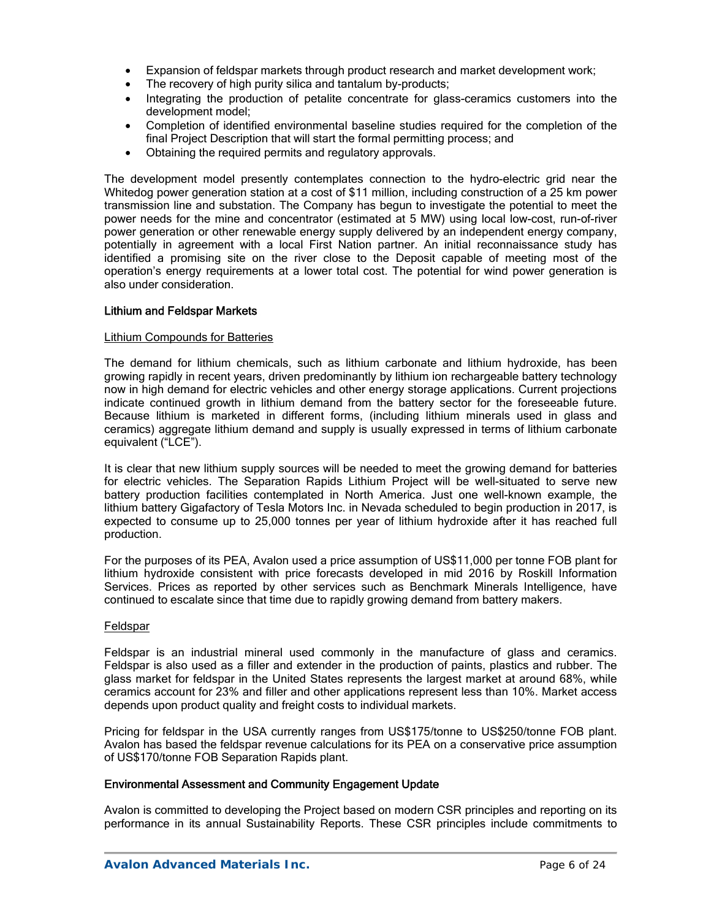- Expansion of feldspar markets through product research and market development work;
- The recovery of high purity silica and tantalum by-products;
- Integrating the production of petalite concentrate for glass-ceramics customers into the development model;
- Completion of identified environmental baseline studies required for the completion of the final Project Description that will start the formal permitting process; and
- Obtaining the required permits and regulatory approvals.

The development model presently contemplates connection to the hydro-electric grid near the Whitedog power generation station at a cost of $11 million, including construction of a 25 km power transmission line and substation. The Company has begun to investigate the potential to meet the power needs for the mine and concentrator (estimated at 5 MW) using local low-cost, run-of-river power generation or other renewable energy supply delivered by an independent energy company, potentially in agreement with a local First Nation partner. An initial reconnaissance study has identified a promising site on the river close to the Deposit capable of meeting most of the operation's energy requirements at a lower total cost. The potential for wind power generation is also under consideration.

### Lithium and Feldspar Markets

#### Lithium Compounds for Batteries

The demand for lithium chemicals, such as lithium carbonate and lithium hydroxide, has been growing rapidly in recent years, driven predominantly by lithium ion rechargeable battery technology now in high demand for electric vehicles and other energy storage applications. Current projections indicate continued growth in lithium demand from the battery sector for the foreseeable future. Because lithium is marketed in different forms, (including lithium minerals used in glass and ceramics) aggregate lithium demand and supply is usually expressed in terms of lithium carbonate equivalent ("LCE").

It is clear that new lithium supply sources will be needed to meet the growing demand for batteries for electric vehicles. The Separation Rapids Lithium Project will be well-situated to serve new battery production facilities contemplated in North America. Just one well-known example, the lithium battery Gigafactory of Tesla Motors Inc. in Nevada scheduled to begin production in 2017, is expected to consume up to 25,000 tonnes per year of lithium hydroxide after it has reached full production.

For the purposes of its PEA, Avalon used a price assumption of US$11,000 per tonne FOB plant for lithium hydroxide consistent with price forecasts developed in mid 2016 by Roskill Information Services. Prices as reported by other services such as Benchmark Minerals Intelligence, have continued to escalate since that time due to rapidly growing demand from battery makers.

#### Feldspar

Feldspar is an industrial mineral used commonly in the manufacture of glass and ceramics. Feldspar is also used as a filler and extender in the production of paints, plastics and rubber. The glass market for feldspar in the United States represents the largest market at around 68%, while ceramics account for 23% and filler and other applications represent less than 10%. Market access depends upon product quality and freight costs to individual markets.

Pricing for feldspar in the USA currently ranges from US$175/tonne to US$250/tonne FOB plant. Avalon has based the feldspar revenue calculations for its PEA on a conservative price assumption of US$170/tonne FOB Separation Rapids plant.

### Environmental Assessment and Community Engagement Update

Avalon is committed to developing the Project based on modern CSR principles and reporting on its performance in its annual Sustainability Reports. These CSR principles include commitments to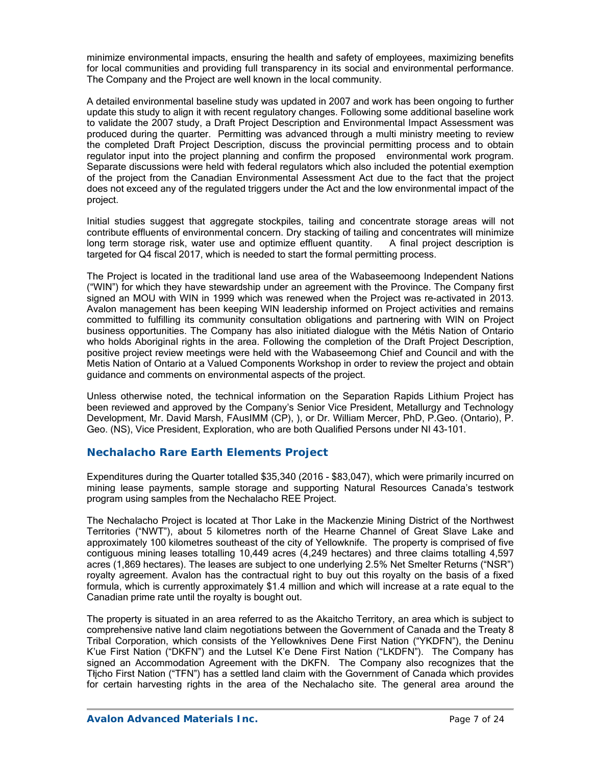minimize environmental impacts, ensuring the health and safety of employees, maximizing benefits for local communities and providing full transparency in its social and environmental performance. The Company and the Project are well known in the local community.

A detailed environmental baseline study was updated in 2007 and work has been ongoing to further update this study to align it with recent regulatory changes. Following some additional baseline work to validate the 2007 study, a Draft Project Description and Environmental Impact Assessment was produced during the quarter. Permitting was advanced through a multi ministry meeting to review the completed Draft Project Description, discuss the provincial permitting process and to obtain regulator input into the project planning and confirm the proposed environmental work program. Separate discussions were held with federal regulators which also included the potential exemption of the project from the Canadian Environmental Assessment Act due to the fact that the project does not exceed any of the regulated triggers under the Act and the low environmental impact of the project.

Initial studies suggest that aggregate stockpiles, tailing and concentrate storage areas will not contribute effluents of environmental concern. Dry stacking of tailing and concentrates will minimize long term storage risk, water use and optimize effluent quantity. A final project description is targeted for Q4 fiscal 2017, which is needed to start the formal permitting process.

The Project is located in the traditional land use area of the Wabaseemoong Independent Nations ("WIN") for which they have stewardship under an agreement with the Province. The Company first signed an MOU with WIN in 1999 which was renewed when the Project was re-activated in 2013. Avalon management has been keeping WIN leadership informed on Project activities and remains committed to fulfilling its community consultation obligations and partnering with WIN on Project business opportunities. The Company has also initiated dialogue with the Métis Nation of Ontario who holds Aboriginal rights in the area. Following the completion of the Draft Project Description, positive project review meetings were held with the Wabaseemong Chief and Council and with the Metis Nation of Ontario at a Valued Components Workshop in order to review the project and obtain guidance and comments on environmental aspects of the project.

Unless otherwise noted, the technical information on the Separation Rapids Lithium Project has been reviewed and approved by the Company's Senior Vice President, Metallurgy and Technology Development, Mr. David Marsh, FAusIMM (CP), ), or Dr. William Mercer, PhD, P.Geo. (Ontario), P. Geo. (NS), Vice President, Exploration, who are both Qualified Persons under NI 43-101.

## Nechalacho Rare Earth Elements Project

Expenditures during the Quarter totalled $35,340 (2016 - $83,047), which were primarily incurred on mining lease payments, sample storage and supporting Natural Resources Canada's testwork program using samples from the Nechalacho REE Project.

The Nechalacho Project is located at Thor Lake in the Mackenzie Mining District of the Northwest Territories ("NWT"), about 5 kilometres north of the Hearne Channel of Great Slave Lake and approximately 100 kilometres southeast of the city of Yellowknife. The property is comprised of five contiguous mining leases totalling 10,449 acres (4,249 hectares) and three claims totalling 4,597 acres (1,869 hectares). The leases are subject to one underlying 2.5% Net Smelter Returns ("NSR") royalty agreement. Avalon has the contractual right to buy out this royalty on the basis of a fixed formula, which is currently approximately $1.4 million and which will increase at a rate equal to the Canadian prime rate until the royalty is bought out.

The property is situated in an area referred to as the Akaitcho Territory, an area which is subject to comprehensive native land claim negotiations between the Government of Canada and the Treaty 8 Tribal Corporation, which consists of the Yellowknives Dene First Nation ("YKDFN"), the Deninu K'ue First Nation ("DKFN") and the Lutsel K'e Dene First Nation ("LKDFN"). The Company has signed an Accommodation Agreement with the DKFN. The Company also recognizes that the Tłįcho First Nation ("TFN") has a settled land claim with the Government of Canada which provides for certain harvesting rights in the area of the Nechalacho site. The general area around the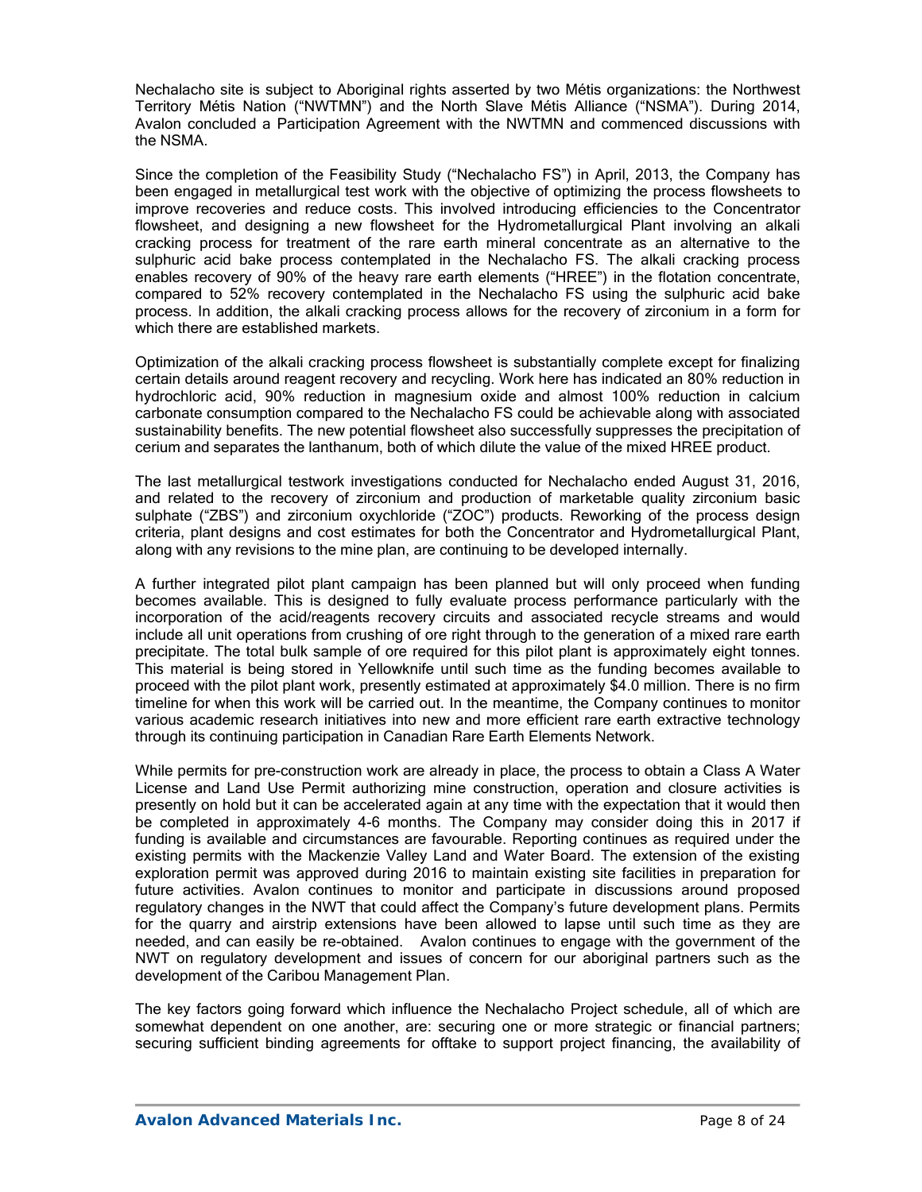Nechalacho site is subject to Aboriginal rights asserted by two Métis organizations: the Northwest Territory Métis Nation ("NWTMN") and the North Slave Métis Alliance ("NSMA"). During 2014, Avalon concluded a Participation Agreement with the NWTMN and commenced discussions with the NSMA.

Since the completion of the Feasibility Study ("Nechalacho FS") in April, 2013, the Company has been engaged in metallurgical test work with the objective of optimizing the process flowsheets to improve recoveries and reduce costs. This involved introducing efficiencies to the Concentrator flowsheet, and designing a new flowsheet for the Hydrometallurgical Plant involving an alkali cracking process for treatment of the rare earth mineral concentrate as an alternative to the sulphuric acid bake process contemplated in the Nechalacho FS. The alkali cracking process enables recovery of 90% of the heavy rare earth elements ("HREE") in the flotation concentrate, compared to 52% recovery contemplated in the Nechalacho FS using the sulphuric acid bake process. In addition, the alkali cracking process allows for the recovery of zirconium in a form for which there are established markets.

Optimization of the alkali cracking process flowsheet is substantially complete except for finalizing certain details around reagent recovery and recycling. Work here has indicated an 80% reduction in hydrochloric acid, 90% reduction in magnesium oxide and almost 100% reduction in calcium carbonate consumption compared to the Nechalacho FS could be achievable along with associated sustainability benefits. The new potential flowsheet also successfully suppresses the precipitation of cerium and separates the lanthanum, both of which dilute the value of the mixed HREE product.

The last metallurgical testwork investigations conducted for Nechalacho ended August 31, 2016, and related to the recovery of zirconium and production of marketable quality zirconium basic sulphate ("ZBS") and zirconium oxychloride ("ZOC") products. Reworking of the process design criteria, plant designs and cost estimates for both the Concentrator and Hydrometallurgical Plant, along with any revisions to the mine plan, are continuing to be developed internally.

A further integrated pilot plant campaign has been planned but will only proceed when funding becomes available. This is designed to fully evaluate process performance particularly with the incorporation of the acid/reagents recovery circuits and associated recycle streams and would include all unit operations from crushing of ore right through to the generation of a mixed rare earth precipitate. The total bulk sample of ore required for this pilot plant is approximately eight tonnes. This material is being stored in Yellowknife until such time as the funding becomes available to proceed with the pilot plant work, presently estimated at approximately $4.0 million. There is no firm timeline for when this work will be carried out. In the meantime, the Company continues to monitor various academic research initiatives into new and more efficient rare earth extractive technology through its continuing participation in Canadian Rare Earth Elements Network.

While permits for pre-construction work are already in place, the process to obtain a Class A Water License and Land Use Permit authorizing mine construction, operation and closure activities is presently on hold but it can be accelerated again at any time with the expectation that it would then be completed in approximately 4-6 months. The Company may consider doing this in 2017 if funding is available and circumstances are favourable. Reporting continues as required under the existing permits with the Mackenzie Valley Land and Water Board. The extension of the existing exploration permit was approved during 2016 to maintain existing site facilities in preparation for future activities. Avalon continues to monitor and participate in discussions around proposed regulatory changes in the NWT that could affect the Company's future development plans. Permits for the quarry and airstrip extensions have been allowed to lapse until such time as they are needed, and can easily be re-obtained. Avalon continues to engage with the government of the NWT on regulatory development and issues of concern for our aboriginal partners such as the development of the Caribou Management Plan.

The key factors going forward which influence the Nechalacho Project schedule, all of which are somewhat dependent on one another, are: securing one or more strategic or financial partners; securing sufficient binding agreements for offtake to support project financing, the availability of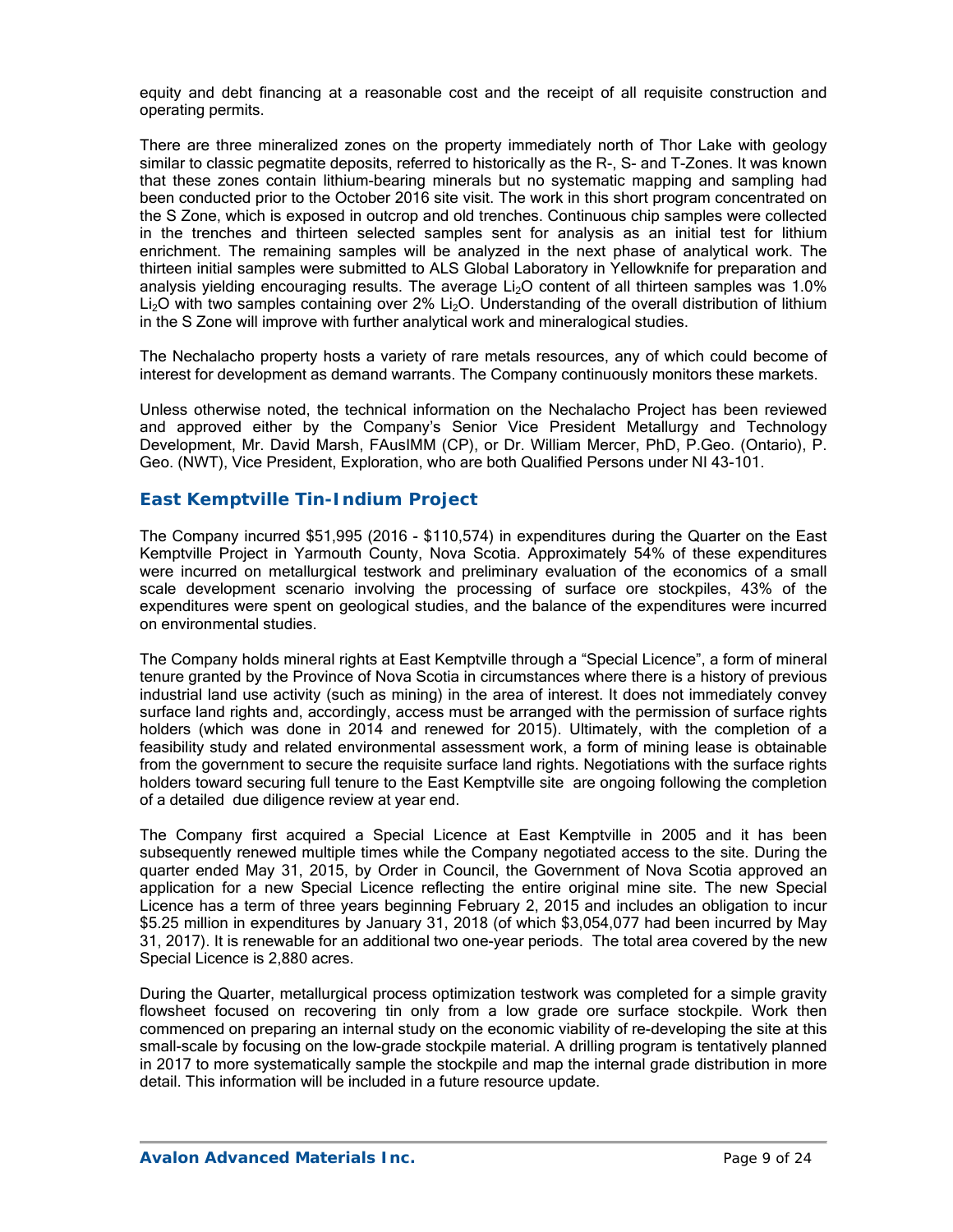equity and debt financing at a reasonable cost and the receipt of all requisite construction and operating permits.

There are three mineralized zones on the property immediately north of Thor Lake with geology similar to classic pegmatite deposits, referred to historically as the R-, S- and T-Zones. It was known that these zones contain lithium-bearing minerals but no systematic mapping and sampling had been conducted prior to the October 2016 site visit. The work in this short program concentrated on the S Zone, which is exposed in outcrop and old trenches. Continuous chip samples were collected in the trenches and thirteen selected samples sent for analysis as an initial test for lithium enrichment. The remaining samples will be analyzed in the next phase of analytical work. The thirteen initial samples were submitted to ALS Global Laboratory in Yellowknife for preparation and analysis yielding encouraging results. The average $Li_2O$ content of all thirteen samples was 1.0% $Li_2O$ with two samples containing over 2% $Li_2O$. Understanding of the overall distribution of lithium in the S Zone will improve with further analytical work and mineralogical studies.

The Nechalacho property hosts a variety of rare metals resources, any of which could become of interest for development as demand warrants. The Company continuously monitors these markets.

Unless otherwise noted, the technical information on the Nechalacho Project has been reviewed and approved either by the Company's Senior Vice President Metallurgy and Technology Development, Mr. David Marsh, FAusIMM (CP), or Dr. William Mercer, PhD, P.Geo. (Ontario), P. Geo. (NWT), Vice President, Exploration, who are both Qualified Persons under NI 43-101.

## East Kemptville Tin-Indium Project

The Company incurred $51,995 (2016 - $110,574) in expenditures during the Quarter on the East Kemptville Project in Yarmouth County, Nova Scotia. Approximately 54% of these expenditures were incurred on metallurgical testwork and preliminary evaluation of the economics of a small scale development scenario involving the processing of surface ore stockpiles, 43% of the expenditures were spent on geological studies, and the balance of the expenditures were incurred on environmental studies.

The Company holds mineral rights at East Kemptville through a "Special Licence", a form of mineral tenure granted by the Province of Nova Scotia in circumstances where there is a history of previous industrial land use activity (such as mining) in the area of interest. It does not immediately convey surface land rights and, accordingly, access must be arranged with the permission of surface rights holders (which was done in 2014 and renewed for 2015). Ultimately, with the completion of a feasibility study and related environmental assessment work, a form of mining lease is obtainable from the government to secure the requisite surface land rights. Negotiations with the surface rights holders toward securing full tenure to the East Kemptville site are ongoing following the completion of a detailed due diligence review at year end.

The Company first acquired a Special Licence at East Kemptville in 2005 and it has been subsequently renewed multiple times while the Company negotiated access to the site. During the quarter ended May 31, 2015, by Order in Council, the Government of Nova Scotia approved an application for a new Special Licence reflecting the entire original mine site. The new Special Licence has a term of three years beginning February 2, 2015 and includes an obligation to incur $5.25 million in expenditures by January 31, 2018 (of which $3,054,077 had been incurred by May 31, 2017). It is renewable for an additional two one-year periods. The total area covered by the new Special Licence is 2,880 acres.

During the Quarter, metallurgical process optimization testwork was completed for a simple gravity flowsheet focused on recovering tin only from a low grade ore surface stockpile. Work then commenced on preparing an internal study on the economic viability of re-developing the site at this small-scale by focusing on the low-grade stockpile material. A drilling program is tentatively planned in 2017 to more systematically sample the stockpile and map the internal grade distribution in more detail. This information will be included in a future resource update.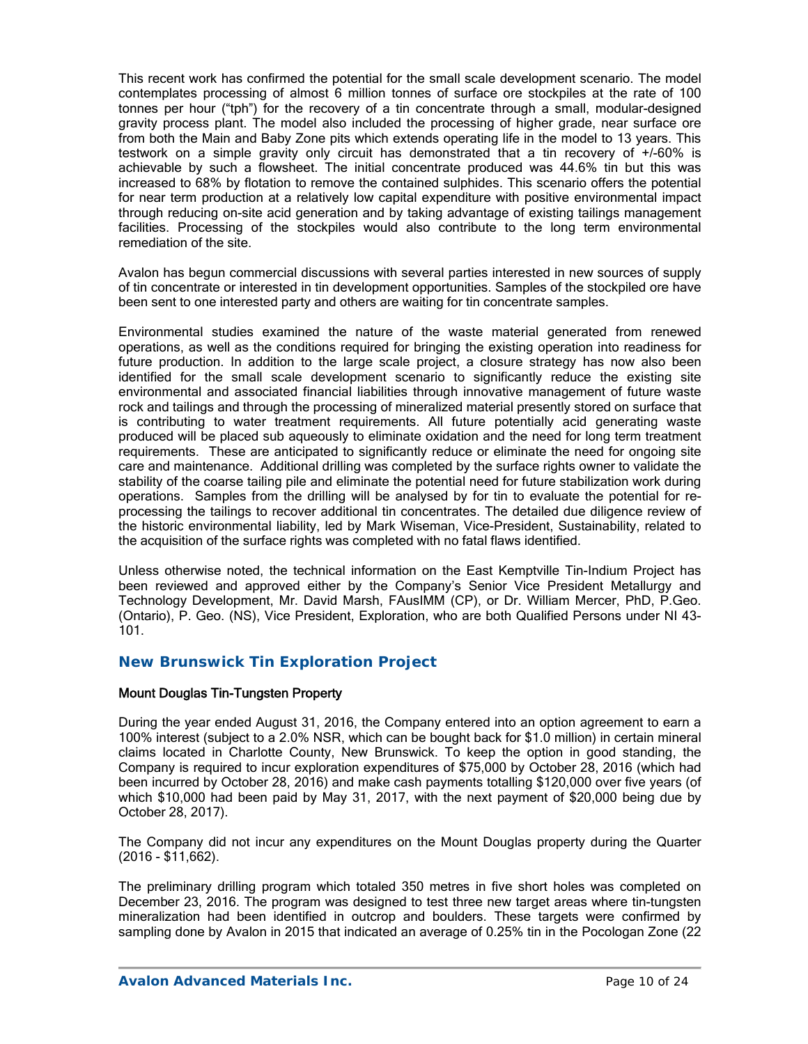This recent work has confirmed the potential for the small scale development scenario. The model contemplates processing of almost 6 million tonnes of surface ore stockpiles at the rate of 100 tonnes per hour ("tph") for the recovery of a tin concentrate through a small, modular-designed gravity process plant. The model also included the processing of higher grade, near surface ore from both the Main and Baby Zone pits which extends operating life in the model to 13 years. This testwork on a simple gravity only circuit has demonstrated that a tin recovery of +/-60% is achievable by such a flowsheet. The initial concentrate produced was 44.6% tin but this was increased to 68% by flotation to remove the contained sulphides. This scenario offers the potential for near term production at a relatively low capital expenditure with positive environmental impact through reducing on-site acid generation and by taking advantage of existing tailings management facilities. Processing of the stockpiles would also contribute to the long term environmental remediation of the site.

Avalon has begun commercial discussions with several parties interested in new sources of supply of tin concentrate or interested in tin development opportunities. Samples of the stockpiled ore have been sent to one interested party and others are waiting for tin concentrate samples.

Environmental studies examined the nature of the waste material generated from renewed operations, as well as the conditions required for bringing the existing operation into readiness for future production. In addition to the large scale project, a closure strategy has now also been identified for the small scale development scenario to significantly reduce the existing site environmental and associated financial liabilities through innovative management of future waste rock and tailings and through the processing of mineralized material presently stored on surface that is contributing to water treatment requirements. All future potentially acid generating waste produced will be placed sub aqueously to eliminate oxidation and the need for long term treatment requirements. These are anticipated to significantly reduce or eliminate the need for ongoing site care and maintenance. Additional drilling was completed by the surface rights owner to validate the stability of the coarse tailing pile and eliminate the potential need for future stabilization work during operations. Samples from the drilling will be analysed by for tin to evaluate the potential for re-processing the tailings to recover additional tin concentrates. The detailed due diligence review of the historic environmental liability, led by Mark Wiseman, Vice-President, Sustainability, related to the acquisition of the surface rights was completed with no fatal flaws identified.

Unless otherwise noted, the technical information on the East Kemptville Tin-Indium Project has been reviewed and approved either by the Company's Senior Vice President Metallurgy and Technology Development, Mr. David Marsh, FAusIMM (CP), or Dr. William Mercer, PhD, P.Geo. (Ontario), P. Geo. (NS), Vice President, Exploration, who are both Qualified Persons under NI 43-101.

## New Brunswick Tin Exploration Project

### Mount Douglas Tin-Tungsten Property

During the year ended August 31, 2016, the Company entered into an option agreement to earn a 100% interest (subject to a 2.0% NSR, which can be bought back for $1.0 million) in certain mineral claims located in Charlotte County, New Brunswick. To keep the option in good standing, the Company is required to incur exploration expenditures of $75,000 by October 28, 2016 (which had been incurred by October 28, 2016) and make cash payments totalling $120,000 over five years (of which $10,000 had been paid by May 31, 2017, with the next payment of $20,000 being due by October 28, 2017).

The Company did not incur any expenditures on the Mount Douglas property during the Quarter (2016 - $11,662).

The preliminary drilling program which totaled 350 metres in five short holes was completed on December 23, 2016. The program was designed to test three new target areas where tin-tungsten mineralization had been identified in outcrop and boulders. These targets were confirmed by sampling done by Avalon in 2015 that indicated an average of 0.25% tin in the Pocologan Zone (22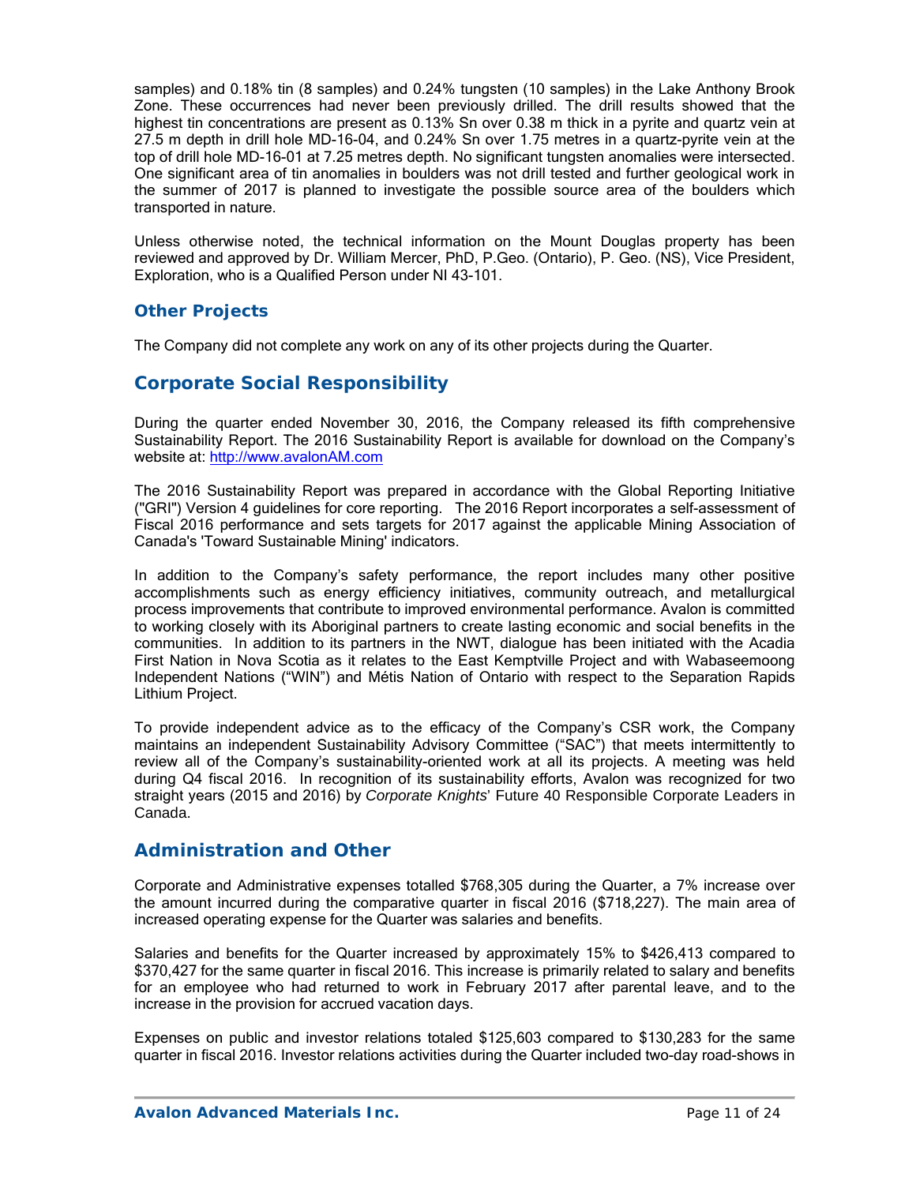samples) and 0.18% tin (8 samples) and 0.24% tungsten (10 samples) in the Lake Anthony Brook Zone. These occurrences had never been previously drilled. The drill results showed that the highest tin concentrations are present as 0.13% Sn over 0.38 m thick in a pyrite and quartz vein at 27.5 m depth in drill hole MD-16-04, and 0.24% Sn over 1.75 metres in a quartz-pyrite vein at the top of drill hole MD-16-01 at 7.25 metres depth. No significant tungsten anomalies were intersected. One significant area of tin anomalies in boulders was not drill tested and further geological work in the summer of 2017 is planned to investigate the possible source area of the boulders which transported in nature.

Unless otherwise noted, the technical information on the Mount Douglas property has been reviewed and approved by Dr. William Mercer, PhD, P.Geo. (Ontario), P. Geo. (NS), Vice President, Exploration, who is a Qualified Person under NI 43-101.

### Other Projects

The Company did not complete any work on any of its other projects during the Quarter.

## Corporate Social Responsibility

During the quarter ended November 30, 2016, the Company released its fifth comprehensive Sustainability Report. The 2016 Sustainability Report is available for download on the Company's website at: [http://www.avalonAM.com](http://www.avalonAM.com)

The 2016 Sustainability Report was prepared in accordance with the Global Reporting Initiative ("GRI") Version 4 guidelines for core reporting. The 2016 Report incorporates a self-assessment of Fiscal 2016 performance and sets targets for 2017 against the applicable Mining Association of Canada's 'Toward Sustainable Mining' indicators.

In addition to the Company's safety performance, the report includes many other positive accomplishments such as energy efficiency initiatives, community outreach, and metallurgical process improvements that contribute to improved environmental performance. Avalon is committed to working closely with its Aboriginal partners to create lasting economic and social benefits in the communities. In addition to its partners in the NWT, dialogue has been initiated with the Acadia First Nation in Nova Scotia as it relates to the East Kemptville Project and with Wabaseemoong Independent Nations ("WIN") and Métis Nation of Ontario with respect to the Separation Rapids Lithium Project.

To provide independent advice as to the efficacy of the Company's CSR work, the Company maintains an independent Sustainability Advisory Committee ("SAC") that meets intermittently to review all of the Company's sustainability-oriented work at all its projects. A meeting was held during Q4 fiscal 2016. In recognition of its sustainability efforts, Avalon was recognized for two straight years (2015 and 2016) by *Corporate Knights*' Future 40 Responsible Corporate Leaders in Canada.

## Administration and Other

Corporate and Administrative expenses totalled $768,305 during the Quarter, a 7% increase over the amount incurred during the comparative quarter in fiscal 2016 ($718,227). The main area of increased operating expense for the Quarter was salaries and benefits.

Salaries and benefits for the Quarter increased by approximately 15% to $426,413 compared to $370,427 for the same quarter in fiscal 2016. This increase is primarily related to salary and benefits for an employee who had returned to work in February 2017 after parental leave, and to the increase in the provision for accrued vacation days.

Expenses on public and investor relations totaled $125,603 compared to $130,283 for the same quarter in fiscal 2016. Investor relations activities during the Quarter included two-day road-shows in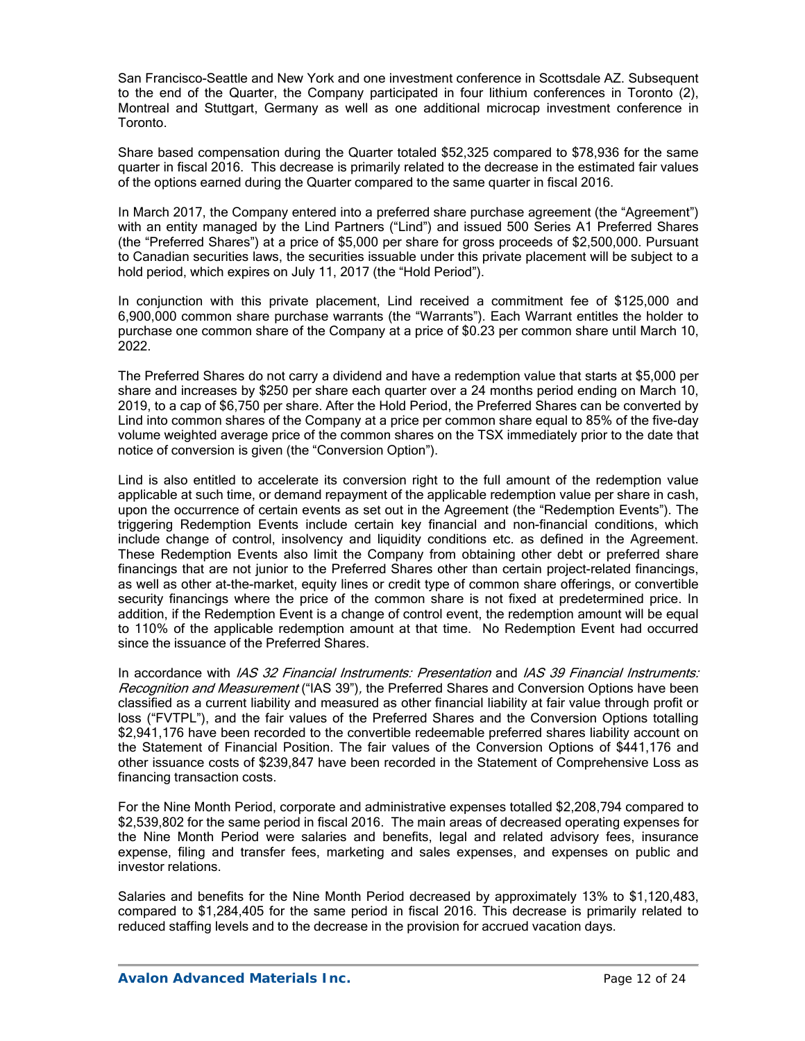San Francisco-Seattle and New York and one investment conference in Scottsdale AZ. Subsequent to the end of the Quarter, the Company participated in four lithium conferences in Toronto (2), Montreal and Stuttgart, Germany as well as one additional microcap investment conference in Toronto.

Share based compensation during the Quarter totaled $52,325 compared to $78,936 for the same quarter in fiscal 2016. This decrease is primarily related to the decrease in the estimated fair values of the options earned during the Quarter compared to the same quarter in fiscal 2016.

In March 2017, the Company entered into a preferred share purchase agreement (the "Agreement") with an entity managed by the Lind Partners ("Lind") and issued 500 Series A1 Preferred Shares (the "Preferred Shares") at a price of $5,000 per share for gross proceeds of $2,500,000. Pursuant to Canadian securities laws, the securities issuable under this private placement will be subject to a hold period, which expires on July 11, 2017 (the "Hold Period").

In conjunction with this private placement, Lind received a commitment fee of $125,000 and 6,900,000 common share purchase warrants (the "Warrants"). Each Warrant entitles the holder to purchase one common share of the Company at a price of $0.23 per common share until March 10, 2022.

The Preferred Shares do not carry a dividend and have a redemption value that starts at $5,000 per share and increases by $250 per share each quarter over a 24 months period ending on March 10, 2019, to a cap of $6,750 per share. After the Hold Period, the Preferred Shares can be converted by Lind into common shares of the Company at a price per common share equal to 85% of the five-day volume weighted average price of the common shares on the TSX immediately prior to the date that notice of conversion is given (the "Conversion Option").

Lind is also entitled to accelerate its conversion right to the full amount of the redemption value applicable at such time, or demand repayment of the applicable redemption value per share in cash, upon the occurrence of certain events as set out in the Agreement (the "Redemption Events"). The triggering Redemption Events include certain key financial and non-financial conditions, which include change of control, insolvency and liquidity conditions etc. as defined in the Agreement. These Redemption Events also limit the Company from obtaining other debt or preferred share financings that are not junior to the Preferred Shares other than certain project-related financings, as well as other at-the-market, equity lines or credit type of common share offerings, or convertible security financings where the price of the common share is not fixed at predetermined price. In addition, if the Redemption Event is a change of control event, the redemption amount will be equal to 110% of the applicable redemption amount at that time. No Redemption Event had occurred since the issuance of the Preferred Shares.

In accordance with *IAS 32 Financial Instruments: Presentation* and *IAS 39 Financial Instruments: Recognition and Measurement* ("IAS 39"), the Preferred Shares and Conversion Options have been classified as a current liability and measured as other financial liability at fair value through profit or loss ("FVTPL"), and the fair values of the Preferred Shares and the Conversion Options totalling $2,941,176 have been recorded to the convertible redeemable preferred shares liability account on the Statement of Financial Position. The fair values of the Conversion Options of $441,176 and other issuance costs of $239,847 have been recorded in the Statement of Comprehensive Loss as financing transaction costs.

For the Nine Month Period, corporate and administrative expenses totalled $2,208,794 compared to $2,539,802 for the same period in fiscal 2016. The main areas of decreased operating expenses for the Nine Month Period were salaries and benefits, legal and related advisory fees, insurance expense, filing and transfer fees, marketing and sales expenses, and expenses on public and investor relations.

Salaries and benefits for the Nine Month Period decreased by approximately 13% to $1,120,483, compared to $1,284,405 for the same period in fiscal 2016. This decrease is primarily related to reduced staffing levels and to the decrease in the provision for accrued vacation days.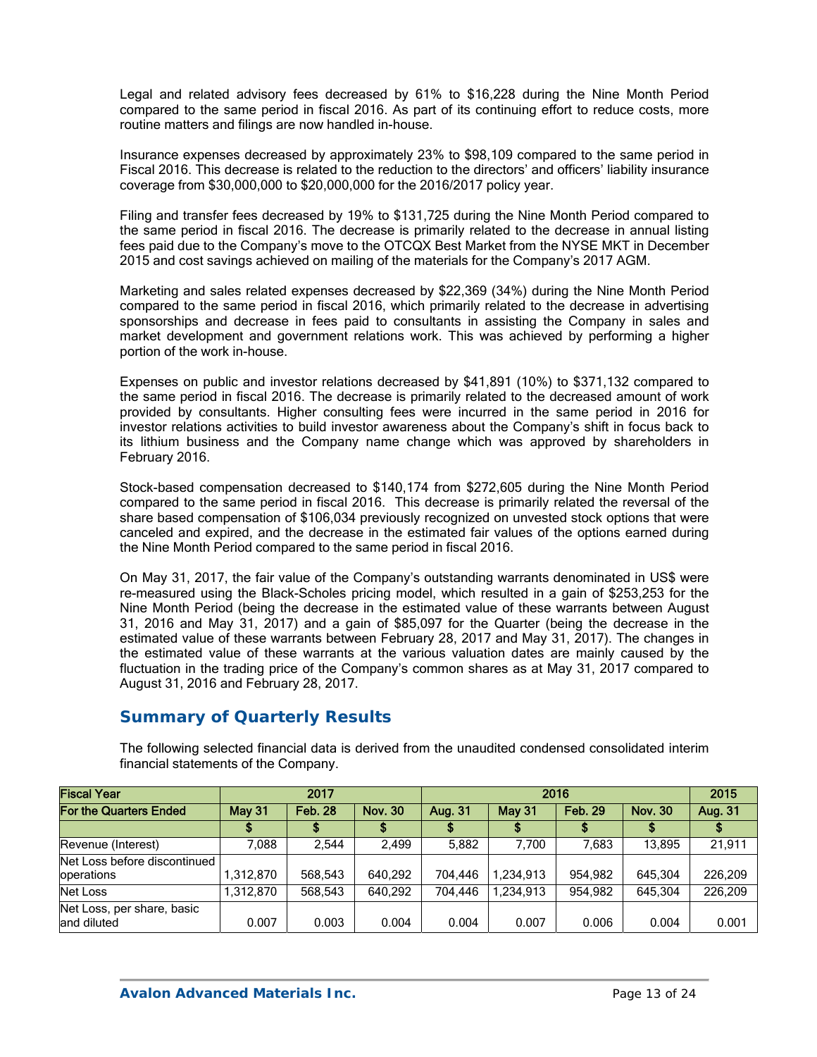Legal and related advisory fees decreased by 61% to $16,228 during the Nine Month Period compared to the same period in fiscal 2016. As part of its continuing effort to reduce costs, more routine matters and filings are now handled in-house.

Insurance expenses decreased by approximately 23% to $98,109 compared to the same period in Fiscal 2016. This decrease is related to the reduction to the directors' and officers' liability insurance coverage from $30,000,000 to $20,000,000 for the 2016/2017 policy year.

Filing and transfer fees decreased by 19% to $131,725 during the Nine Month Period compared to the same period in fiscal 2016. The decrease is primarily related to the decrease in annual listing fees paid due to the Company's move to the OTCQX Best Market from the NYSE MKT in December 2015 and cost savings achieved on mailing of the materials for the Company's 2017 AGM.

Marketing and sales related expenses decreased by $22,369 (34%) during the Nine Month Period compared to the same period in fiscal 2016, which primarily related to the decrease in advertising sponsorships and decrease in fees paid to consultants in assisting the Company in sales and market development and government relations work. This was achieved by performing a higher portion of the work in-house.

Expenses on public and investor relations decreased by $41,891 (10%) to $371,132 compared to the same period in fiscal 2016. The decrease is primarily related to the decreased amount of work provided by consultants. Higher consulting fees were incurred in the same period in 2016 for investor relations activities to build investor awareness about the Company's shift in focus back to its lithium business and the Company name change which was approved by shareholders in February 2016.

Stock-based compensation decreased to $140,174 from $272,605 during the Nine Month Period compared to the same period in fiscal 2016. This decrease is primarily related the reversal of the share based compensation of $106,034 previously recognized on unvested stock options that were canceled and expired, and the decrease in the estimated fair values of the options earned during the Nine Month Period compared to the same period in fiscal 2016.

On May 31, 2017, the fair value of the Company's outstanding warrants denominated in US$ were re-measured using the Black-Scholes pricing model, which resulted in a gain of $253,253 for the Nine Month Period (being the decrease in the estimated value of these warrants between August 31, 2016 and May 31, 2017) and a gain of $85,097 for the Quarter (being the decrease in the estimated value of these warrants between February 28, 2017 and May 31, 2017). The changes in the estimated value of these warrants at the various valuation dates are mainly caused by the fluctuation in the trading price of the Company's common shares as at May 31, 2017 compared to August 31, 2016 and February 28, 2017.

## Summary of Quarterly Results

The following selected financial data is derived from the unaudited condensed consolidated interim financial statements of the Company.

| Fiscal Year | 2017 | | | 2016 | | | | 2015 |
|---|---|---|---|---|---|---|---|---|
| For the Quarters Ended | May 31 | Feb. 28 | Nov. 30 | Aug. 31 | May 31 | Feb. 29 | Nov. 30 | Aug. 31 |
| | $ | $ | $ | $ | $ | $ | $ | $ |
| Revenue (Interest) | 7,088 | 2,544 | 2,499 | 5,882 | 7,700 | 7,683 | 13,895 | 21,911 |
| Net Loss before discontinued operations | 1,312,870 | 568,543 | 640,292 | 704,446 | 1,234,913 | 954,982 | 645,304 | 226,209 |
| Net Loss | 1,312,870 | 568,543 | 640,292 | 704,446 | 1,234,913 | 954,982 | 645,304 | 226,209 |
| Net Loss, per share, basic and diluted | 0.007 | 0.003 | 0.004 | 0.004 | 0.007 | 0.006 | 0.004 | 0.001 |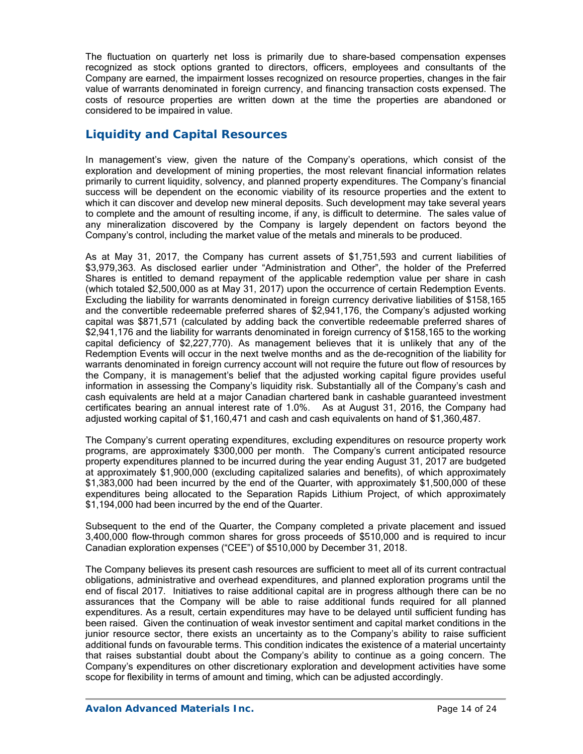The fluctuation on quarterly net loss is primarily due to share-based compensation expenses recognized as stock options granted to directors, officers, employees and consultants of the Company are earned, the impairment losses recognized on resource properties, changes in the fair value of warrants denominated in foreign currency, and financing transaction costs expensed. The costs of resource properties are written down at the time the properties are abandoned or considered to be impaired in value.

## Liquidity and Capital Resources

In management's view, given the nature of the Company's operations, which consist of the exploration and development of mining properties, the most relevant financial information relates primarily to current liquidity, solvency, and planned property expenditures. The Company's financial success will be dependent on the economic viability of its resource properties and the extent to which it can discover and develop new mineral deposits. Such development may take several years to complete and the amount of resulting income, if any, is difficult to determine. The sales value of any mineralization discovered by the Company is largely dependent on factors beyond the Company's control, including the market value of the metals and minerals to be produced.

As at May 31, 2017, the Company has current assets of $1,751,593 and current liabilities of $3,979,363. As disclosed earlier under "Administration and Other", the holder of the Preferred Shares is entitled to demand repayment of the applicable redemption value per share in cash (which totaled $2,500,000 as at May 31, 2017) upon the occurrence of certain Redemption Events. Excluding the liability for warrants denominated in foreign currency derivative liabilities of $158,165 and the convertible redeemable preferred shares of $2,941,176, the Company's adjusted working capital was $871,571 (calculated by adding back the convertible redeemable preferred shares of $2,941,176 and the liability for warrants denominated in foreign currency of $158,165 to the working capital deficiency of $2,227,770). As management believes that it is unlikely that any of the Redemption Events will occur in the next twelve months and as the de-recognition of the liability for warrants denominated in foreign currency account will not require the future out flow of resources by the Company, it is management's belief that the adjusted working capital figure provides useful information in assessing the Company's liquidity risk. Substantially all of the Company's cash and cash equivalents are held at a major Canadian chartered bank in cashable guaranteed investment certificates bearing an annual interest rate of 1.0%. As at August 31, 2016, the Company had adjusted working capital of $1,160,471 and cash and cash equivalents on hand of $1,360,487.

The Company's current operating expenditures, excluding expenditures on resource property work programs, are approximately $300,000 per month. The Company's current anticipated resource property expenditures planned to be incurred during the year ending August 31, 2017 are budgeted at approximately $1,900,000 (excluding capitalized salaries and benefits), of which approximately $1,383,000 had been incurred by the end of the Quarter, with approximately $1,500,000 of these expenditures being allocated to the Separation Rapids Lithium Project, of which approximately $1,194,000 had been incurred by the end of the Quarter.

Subsequent to the end of the Quarter, the Company completed a private placement and issued 3,400,000 flow-through common shares for gross proceeds of $510,000 and is required to incur Canadian exploration expenses ("CEE") of $510,000 by December 31, 2018.

The Company believes its present cash resources are sufficient to meet all of its current contractual obligations, administrative and overhead expenditures, and planned exploration programs until the end of fiscal 2017. Initiatives to raise additional capital are in progress although there can be no assurances that the Company will be able to raise additional funds required for all planned expenditures. As a result, certain expenditures may have to be delayed until sufficient funding has been raised. Given the continuation of weak investor sentiment and capital market conditions in the junior resource sector, there exists an uncertainty as to the Company's ability to raise sufficient additional funds on favourable terms. This condition indicates the existence of a material uncertainty that raises substantial doubt about the Company's ability to continue as a going concern. The Company's expenditures on other discretionary exploration and development activities have some scope for flexibility in terms of amount and timing, which can be adjusted accordingly.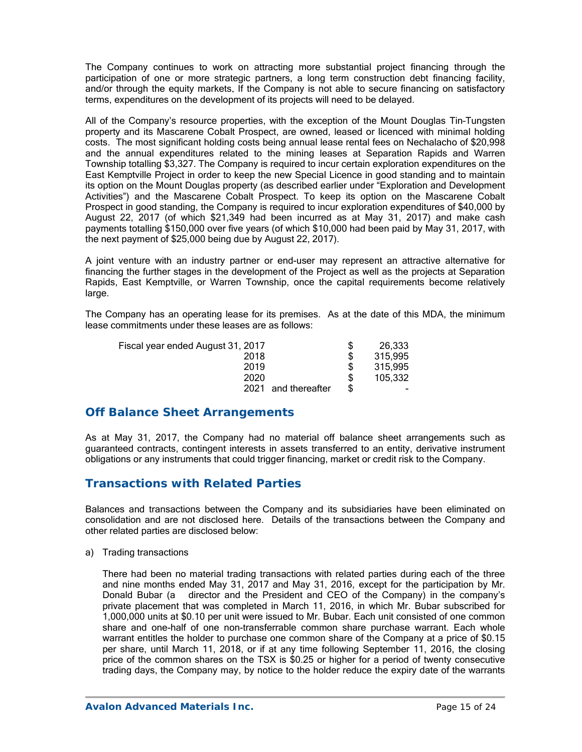The Company continues to work on attracting more substantial project financing through the participation of one or more strategic partners, a long term construction debt financing facility, and/or through the equity markets. If the Company is not able to secure financing on satisfactory terms, expenditures on the development of its projects will need to be delayed.

All of the Company's resource properties, with the exception of the Mount Douglas Tin-Tungsten property and its Mascarene Cobalt Prospect, are owned, leased or licenced with minimal holding costs. The most significant holding costs being annual lease rental fees on Nechalacho of $20,998 and the annual expenditures related to the mining leases at Separation Rapids and Warren Township totalling $3,327. The Company is required to incur certain exploration expenditures on the East Kemptville Project in order to keep the new Special Licence in good standing and to maintain its option on the Mount Douglas property (as described earlier under "Exploration and Development Activities") and the Mascarene Cobalt Prospect. To keep its option on the Mascarene Cobalt Prospect in good standing, the Company is required to incur exploration expenditures of $40,000 by August 22, 2017 (of which $21,349 had been incurred as at May 31, 2017) and make cash payments totalling $150,000 over five years (of which $10,000 had been paid by May 31, 2017, with the next payment of $25,000 being due by August 22, 2017).

A joint venture with an industry partner or end-user may represent an attractive alternative for financing the further stages in the development of the Project as well as the projects at Separation Rapids, East Kemptville, or Warren Township, once the capital requirements become relatively large.

The Company has an operating lease for its premises. As at the date of this MDA, the minimum lease commitments under these leases are as follows:

| | | |
|---|---|---|
| Fiscal year ended August 31, 2017 | $ | 26,333 |
| 2018 | $ | 315,995 |
| 2019 | $ | 315,995 |
| 2020 | $ | 105,332 |
| 2021 and thereafter | $ | - |

## Off Balance Sheet Arrangements

As at May 31, 2017, the Company had no material off balance sheet arrangements such as guaranteed contracts, contingent interests in assets transferred to an entity, derivative instrument obligations or any instruments that could trigger financing, market or credit risk to the Company.

## Transactions with Related Parties

Balances and transactions between the Company and its subsidiaries have been eliminated on consolidation and are not disclosed here. Details of the transactions between the Company and other related parties are disclosed below:

a) Trading transactions

There had been no material trading transactions with related parties during each of the three and nine months ended May 31, 2017 and May 31, 2016, except for the participation by Mr. Donald Bubar (a director and the President and CEO of the Company) in the company's private placement that was completed in March 11, 2016, in which Mr. Bubar subscribed for 1,000,000 units at $0.10 per unit were issued to Mr. Bubar. Each unit consisted of one common share and one-half of one non-transferrable common share purchase warrant. Each whole warrant entitles the holder to purchase one common share of the Company at a price of $0.15 per share, until March 11, 2018, or if at any time following September 11, 2016, the closing price of the common shares on the TSX is $0.25 or higher for a period of twenty consecutive trading days, the Company may, by notice to the holder reduce the expiry date of the warrants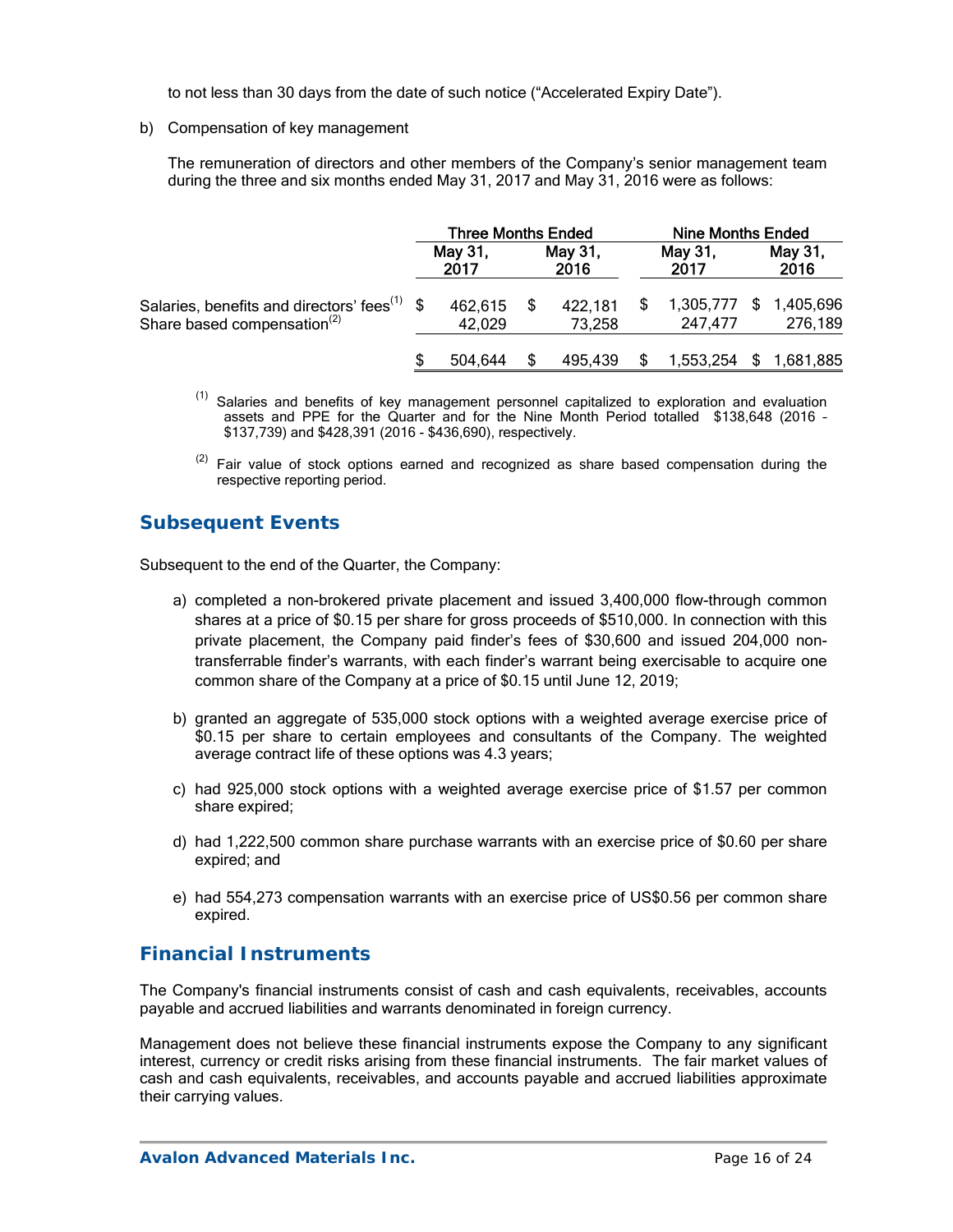to not less than 30 days from the date of such notice ("Accelerated Expiry Date").

b) Compensation of key management

The remuneration of directors and other members of the Company's senior management team during the three and six months ended May 31, 2017 and May 31, 2016 were as follows:

| | Three Months Ended | | Nine Months Ended | |
|---|---|---|---|---|
| | May 31, 2017 | May 31, 2016 | May 31, 2017 | May 31, 2016 |
| Salaries, benefits and directors' fees[(1)] | $ 462,615 | $ 422,181 | $ 1,305,777 | $ 1,405,696 |
| Share based compensation[(2)] | 42,029 | 73,258 | 247,477 | 276,189 |
| | $ 504,644 | $ 495,439 | $ 1,553,254 | $ 1,681,885 |

(1) Salaries and benefits of key management personnel capitalized to exploration and evaluation assets and PPE for the Quarter and for the Nine Month Period totalled $138,648 (2016 - $137,739) and $428,391 (2016 - $436,690), respectively.

(2) Fair value of stock options earned and recognized as share based compensation during the respective reporting period.

## Subsequent Events

Subsequent to the end of the Quarter, the Company:

a) completed a non-brokered private placement and issued 3,400,000 flow-through common shares at a price of $0.15 per share for gross proceeds of $510,000. In connection with this private placement, the Company paid finder's fees of $30,600 and issued 204,000 non-transferrable finder's warrants, with each finder's warrant being exercisable to acquire one common share of the Company at a price of $0.15 until June 12, 2019;

b) granted an aggregate of 535,000 stock options with a weighted average exercise price of $0.15 per share to certain employees and consultants of the Company. The weighted average contract life of these options was 4.3 years;

c) had 925,000 stock options with a weighted average exercise price of $1.57 per common share expired;

d) had 1,222,500 common share purchase warrants with an exercise price of $0.60 per share expired; and

e) had 554,273 compensation warrants with an exercise price of US$0.56 per common share expired.

## Financial Instruments

The Company's financial instruments consist of cash and cash equivalents, receivables, accounts payable and accrued liabilities and warrants denominated in foreign currency.

Management does not believe these financial instruments expose the Company to any significant interest, currency or credit risks arising from these financial instruments. The fair market values of cash and cash equivalents, receivables, and accounts payable and accrued liabilities approximate their carrying values.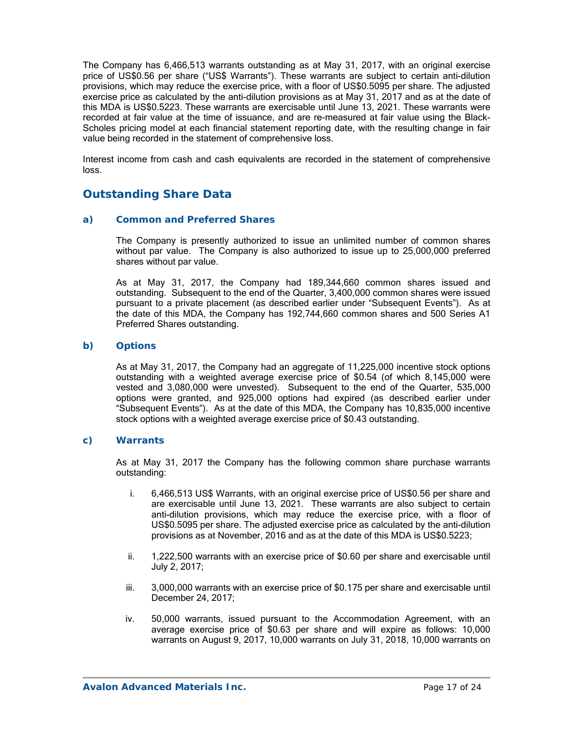The Company has 6,466,513 warrants outstanding as at May 31, 2017, with an original exercise price of US$0.56 per share ("US$ Warrants"). These warrants are subject to certain anti-dilution provisions, which may reduce the exercise price, with a floor of US$0.5095 per share. The adjusted exercise price as calculated by the anti-dilution provisions as at May 31, 2017 and as at the date of this MDA is US$0.5223. These warrants are exercisable until June 13, 2021. These warrants were recorded at fair value at the time of issuance, and are re-measured at fair value using the Black-Scholes pricing model at each financial statement reporting date, with the resulting change in fair value being recorded in the statement of comprehensive loss.

Interest income from cash and cash equivalents are recorded in the statement of comprehensive loss.

## Outstanding Share Data

### a) Common and Preferred Shares

The Company is presently authorized to issue an unlimited number of common shares without par value. The Company is also authorized to issue up to 25,000,000 preferred shares without par value.

As at May 31, 2017, the Company had 189,344,660 common shares issued and outstanding. Subsequent to the end of the Quarter, 3,400,000 common shares were issued pursuant to a private placement (as described earlier under "Subsequent Events"). As at the date of this MDA, the Company has 192,744,660 common shares and 500 Series A1 Preferred Shares outstanding.

### b) Options

As at May 31, 2017, the Company had an aggregate of 11,225,000 incentive stock options outstanding with a weighted average exercise price of $0.54 (of which 8,145,000 were vested and 3,080,000 were unvested). Subsequent to the end of the Quarter, 535,000 options were granted, and 925,000 options had expired (as described earlier under "Subsequent Events"). As at the date of this MDA, the Company has 10,835,000 incentive stock options with a weighted average exercise price of $0.43 outstanding.

### c) Warrants

As at May 31, 2017 the Company has the following common share purchase warrants outstanding:

i. 6,466,513 US$ Warrants, with an original exercise price of US$0.56 per share and are exercisable until June 13, 2021. These warrants are also subject to certain anti-dilution provisions, which may reduce the exercise price, with a floor of US$0.5095 per share. The adjusted exercise price as calculated by the anti-dilution provisions as at November, 2016 and as at the date of this MDA is US$0.5223;

ii. 1,222,500 warrants with an exercise price of $0.60 per share and exercisable until July 2, 2017;

iii. 3,000,000 warrants with an exercise price of $0.175 per share and exercisable until December 24, 2017;

iv. 50,000 warrants, issued pursuant to the Accommodation Agreement, with an average exercise price of $0.63 per share and will expire as follows: 10,000 warrants on August 9, 2017, 10,000 warrants on July 31, 2018, 10,000 warrants on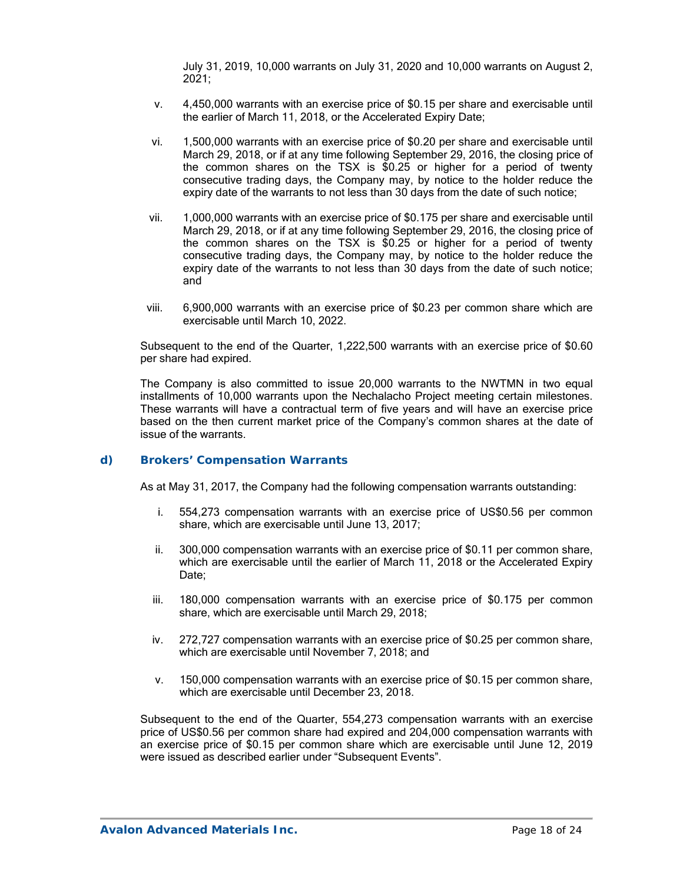July 31, 2019, 10,000 warrants on July 31, 2020 and 10,000 warrants on August 2, 2021;

v. 4,450,000 warrants with an exercise price of $0.15 per share and exercisable until the earlier of March 11, 2018, or the Accelerated Expiry Date;

vi. 1,500,000 warrants with an exercise price of $0.20 per share and exercisable until March 29, 2018, or if at any time following September 29, 2016, the closing price of the common shares on the TSX is $0.25 or higher for a period of twenty consecutive trading days, the Company may, by notice to the holder reduce the expiry date of the warrants to not less than 30 days from the date of such notice;

vii. 1,000,000 warrants with an exercise price of $0.175 per share and exercisable until March 29, 2018, or if at any time following September 29, 2016, the closing price of the common shares on the TSX is $0.25 or higher for a period of twenty consecutive trading days, the Company may, by notice to the holder reduce the expiry date of the warrants to not less than 30 days from the date of such notice; and

viii. 6,900,000 warrants with an exercise price of $0.23 per common share which are exercisable until March 10, 2022.

Subsequent to the end of the Quarter, 1,222,500 warrants with an exercise price of $0.60 per share had expired.

The Company is also committed to issue 20,000 warrants to the NWTMN in two equal installments of 10,000 warrants upon the Nechalacho Project meeting certain milestones. These warrants will have a contractual term of five years and will have an exercise price based on the then current market price of the Company's common shares at the date of issue of the warrants.

### d) Brokers' Compensation Warrants

As at May 31, 2017, the Company had the following compensation warrants outstanding:

i. 554,273 compensation warrants with an exercise price of US$0.56 per common share, which are exercisable until June 13, 2017;

ii. 300,000 compensation warrants with an exercise price of $0.11 per common share, which are exercisable until the earlier of March 11, 2018 or the Accelerated Expiry Date;

iii. 180,000 compensation warrants with an exercise price of $0.175 per common share, which are exercisable until March 29, 2018;

iv. 272,727 compensation warrants with an exercise price of $0.25 per common share, which are exercisable until November 7, 2018; and

v. 150,000 compensation warrants with an exercise price of $0.15 per common share, which are exercisable until December 23, 2018.

Subsequent to the end of the Quarter, 554,273 compensation warrants with an exercise price of US$0.56 per common share had expired and 204,000 compensation warrants with an exercise price of $0.15 per common share which are exercisable until June 12, 2019 were issued as described earlier under "Subsequent Events".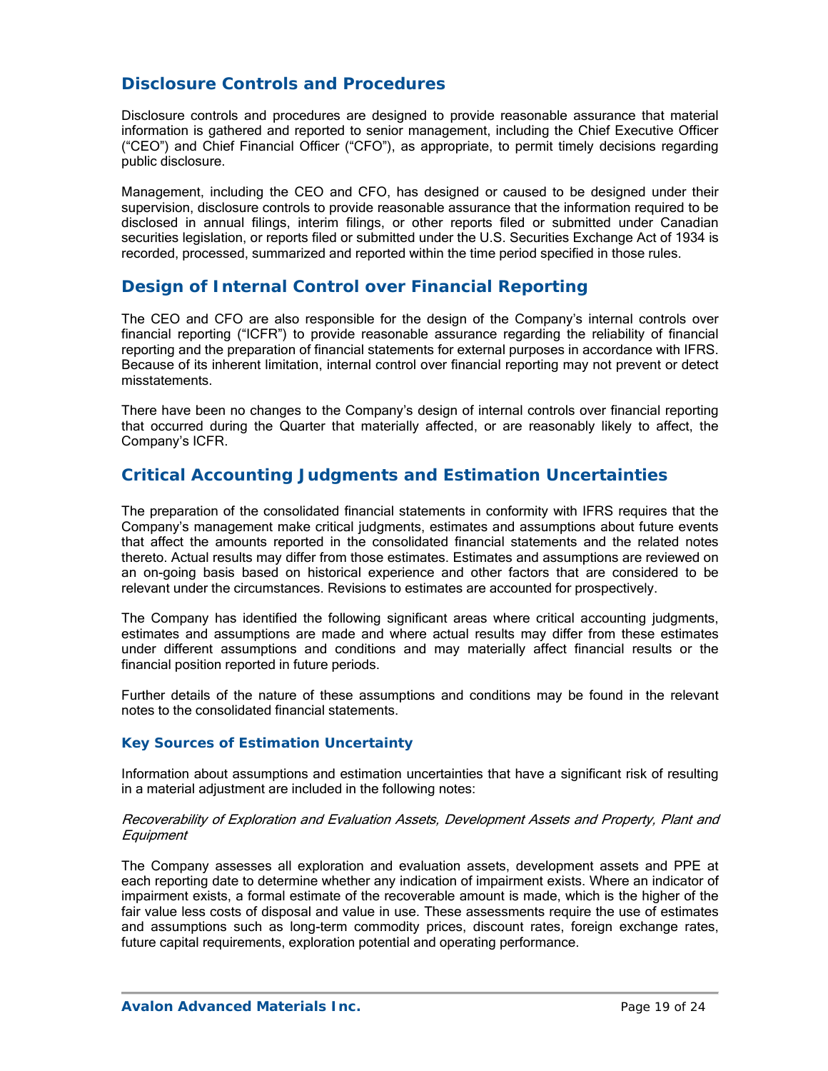## Disclosure Controls and Procedures

Disclosure controls and procedures are designed to provide reasonable assurance that material information is gathered and reported to senior management, including the Chief Executive Officer ("CEO") and Chief Financial Officer ("CFO"), as appropriate, to permit timely decisions regarding public disclosure.

Management, including the CEO and CFO, has designed or caused to be designed under their supervision, disclosure controls to provide reasonable assurance that the information required to be disclosed in annual filings, interim filings, or other reports filed or submitted under Canadian securities legislation, or reports filed or submitted under the U.S. Securities Exchange Act of 1934 is recorded, processed, summarized and reported within the time period specified in those rules.

## Design of Internal Control over Financial Reporting

The CEO and CFO are also responsible for the design of the Company's internal controls over financial reporting ("ICFR") to provide reasonable assurance regarding the reliability of financial reporting and the preparation of financial statements for external purposes in accordance with IFRS. Because of its inherent limitation, internal control over financial reporting may not prevent or detect misstatements.

There have been no changes to the Company's design of internal controls over financial reporting that occurred during the Quarter that materially affected, or are reasonably likely to affect, the Company's ICFR.

## Critical Accounting Judgments and Estimation Uncertainties

The preparation of the consolidated financial statements in conformity with IFRS requires that the Company's management make critical judgments, estimates and assumptions about future events that affect the amounts reported in the consolidated financial statements and the related notes thereto. Actual results may differ from those estimates. Estimates and assumptions are reviewed on an on-going basis based on historical experience and other factors that are considered to be relevant under the circumstances. Revisions to estimates are accounted for prospectively.

The Company has identified the following significant areas where critical accounting judgments, estimates and assumptions are made and where actual results may differ from these estimates under different assumptions and conditions and may materially affect financial results or the financial position reported in future periods.

Further details of the nature of these assumptions and conditions may be found in the relevant notes to the consolidated financial statements.

### Key Sources of Estimation Uncertainty

Information about assumptions and estimation uncertainties that have a significant risk of resulting in a material adjustment are included in the following notes:

*Recoverability of Exploration and Evaluation Assets, Development Assets and Property, Plant and Equipment*

The Company assesses all exploration and evaluation assets, development assets and PPE at each reporting date to determine whether any indication of impairment exists. Where an indicator of impairment exists, a formal estimate of the recoverable amount is made, which is the higher of the fair value less costs of disposal and value in use. These assessments require the use of estimates and assumptions such as long-term commodity prices, discount rates, foreign exchange rates, future capital requirements, exploration potential and operating performance.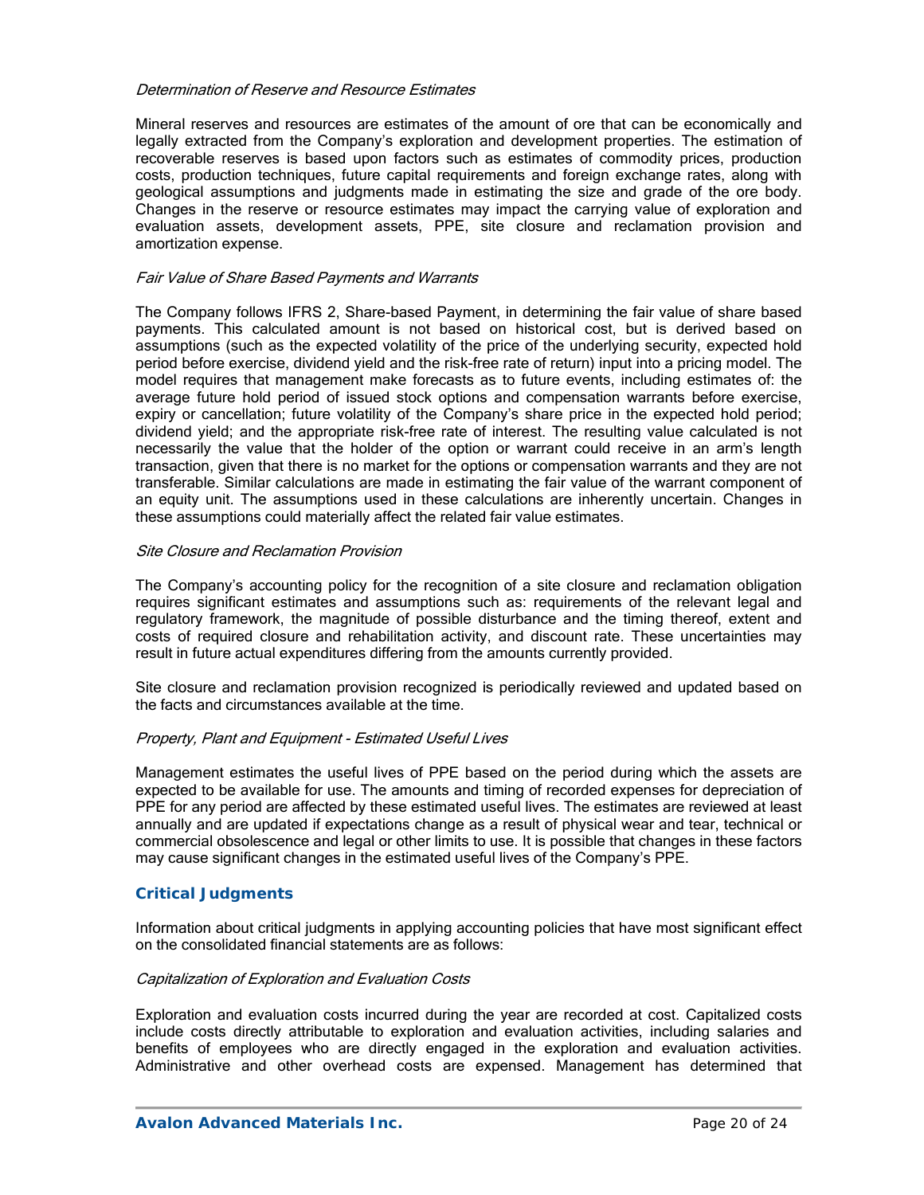*Determination of Reserve and Resource Estimates*

Mineral reserves and resources are estimates of the amount of ore that can be economically and legally extracted from the Company's exploration and development properties. The estimation of recoverable reserves is based upon factors such as estimates of commodity prices, production costs, production techniques, future capital requirements and foreign exchange rates, along with geological assumptions and judgments made in estimating the size and grade of the ore body. Changes in the reserve or resource estimates may impact the carrying value of exploration and evaluation assets, development assets, PPE, site closure and reclamation provision and amortization expense.

*Fair Value of Share Based Payments and Warrants*

The Company follows IFRS 2, Share-based Payment, in determining the fair value of share based payments. This calculated amount is not based on historical cost, but is derived based on assumptions (such as the expected volatility of the price of the underlying security, expected hold period before exercise, dividend yield and the risk-free rate of return) input into a pricing model. The model requires that management make forecasts as to future events, including estimates of: the average future hold period of issued stock options and compensation warrants before exercise, expiry or cancellation; future volatility of the Company's share price in the expected hold period; dividend yield; and the appropriate risk-free rate of interest. The resulting value calculated is not necessarily the value that the holder of the option or warrant could receive in an arm's length transaction, given that there is no market for the options or compensation warrants and they are not transferable. Similar calculations are made in estimating the fair value of the warrant component of an equity unit. The assumptions used in these calculations are inherently uncertain. Changes in these assumptions could materially affect the related fair value estimates.

*Site Closure and Reclamation Provision*

The Company's accounting policy for the recognition of a site closure and reclamation obligation requires significant estimates and assumptions such as: requirements of the relevant legal and regulatory framework, the magnitude of possible disturbance and the timing thereof, extent and costs of required closure and rehabilitation activity, and discount rate. These uncertainties may result in future actual expenditures differing from the amounts currently provided.

Site closure and reclamation provision recognized is periodically reviewed and updated based on the facts and circumstances available at the time.

*Property, Plant and Equipment - Estimated Useful Lives*

Management estimates the useful lives of PPE based on the period during which the assets are expected to be available for use. The amounts and timing of recorded expenses for depreciation of PPE for any period are affected by these estimated useful lives. The estimates are reviewed at least annually and are updated if expectations change as a result of physical wear and tear, technical or commercial obsolescence and legal or other limits to use. It is possible that changes in these factors may cause significant changes in the estimated useful lives of the Company's PPE.

## Critical Judgments

Information about critical judgments in applying accounting policies that have most significant effect on the consolidated financial statements are as follows:

*Capitalization of Exploration and Evaluation Costs*

Exploration and evaluation costs incurred during the year are recorded at cost. Capitalized costs include costs directly attributable to exploration and evaluation activities, including salaries and benefits of employees who are directly engaged in the exploration and evaluation activities. Administrative and other overhead costs are expensed. Management has determined that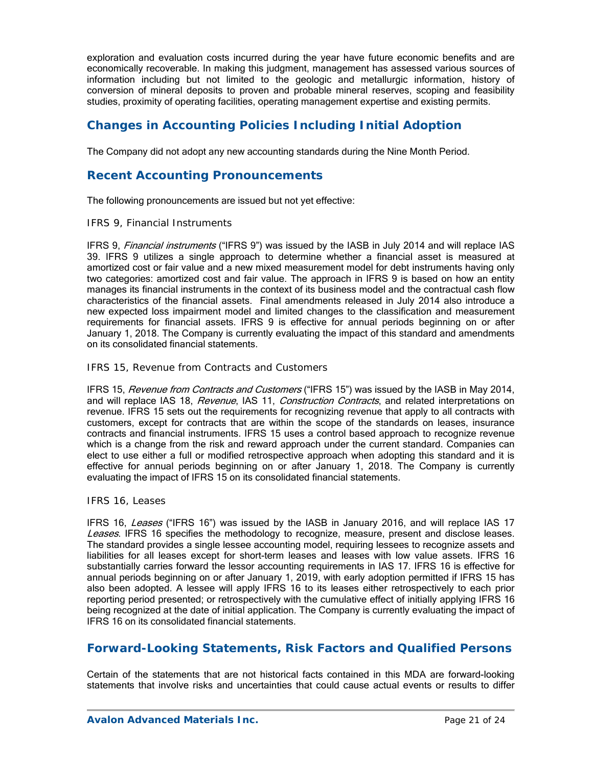exploration and evaluation costs incurred during the year have future economic benefits and are economically recoverable. In making this judgment, management has assessed various sources of information including but not limited to the geologic and metallurgic information, history of conversion of mineral deposits to proven and probable mineral reserves, scoping and feasibility studies, proximity of operating facilities, operating management expertise and existing permits.

## Changes in Accounting Policies Including Initial Adoption

The Company did not adopt any new accounting standards during the Nine Month Period.

## Recent Accounting Pronouncements

The following pronouncements are issued but not yet effective:

### IFRS 9, Financial Instruments

IFRS 9, *Financial instruments* ("IFRS 9") was issued by the IASB in July 2014 and will replace IAS 39. IFRS 9 utilizes a single approach to determine whether a financial asset is measured at amortized cost or fair value and a new mixed measurement model for debt instruments having only two categories: amortized cost and fair value. The approach in IFRS 9 is based on how an entity manages its financial instruments in the context of its business model and the contractual cash flow characteristics of the financial assets. Final amendments released in July 2014 also introduce a new expected loss impairment model and limited changes to the classification and measurement requirements for financial assets. IFRS 9 is effective for annual periods beginning on or after January 1, 2018. The Company is currently evaluating the impact of this standard and amendments on its consolidated financial statements.

### IFRS 15, Revenue from Contracts and Customers

IFRS 15, *Revenue from Contracts and Customers* ("IFRS 15") was issued by the IASB in May 2014, and will replace IAS 18, *Revenue*, IAS 11, *Construction Contracts*, and related interpretations on revenue. IFRS 15 sets out the requirements for recognizing revenue that apply to all contracts with customers, except for contracts that are within the scope of the standards on leases, insurance contracts and financial instruments. IFRS 15 uses a control based approach to recognize revenue which is a change from the risk and reward approach under the current standard. Companies can elect to use either a full or modified retrospective approach when adopting this standard and it is effective for annual periods beginning on or after January 1, 2018. The Company is currently evaluating the impact of IFRS 15 on its consolidated financial statements.

### IFRS 16, Leases

IFRS 16, *Leases* ("IFRS 16") was issued by the IASB in January 2016, and will replace IAS 17 *Leases*. IFRS 16 specifies the methodology to recognize, measure, present and disclose leases. The standard provides a single lessee accounting model, requiring lessees to recognize assets and liabilities for all leases except for short-term leases and leases with low value assets. IFRS 16 substantially carries forward the lessor accounting requirements in IAS 17. IFRS 16 is effective for annual periods beginning on or after January 1, 2019, with early adoption permitted if IFRS 15 has also been adopted. A lessee will apply IFRS 16 to its leases either retrospectively to each prior reporting period presented; or retrospectively with the cumulative effect of initially applying IFRS 16 being recognized at the date of initial application. The Company is currently evaluating the impact of IFRS 16 on its consolidated financial statements.

## Forward-Looking Statements, Risk Factors and Qualified Persons

Certain of the statements that are not historical facts contained in this MDA are forward-looking statements that involve risks and uncertainties that could cause actual events or results to differ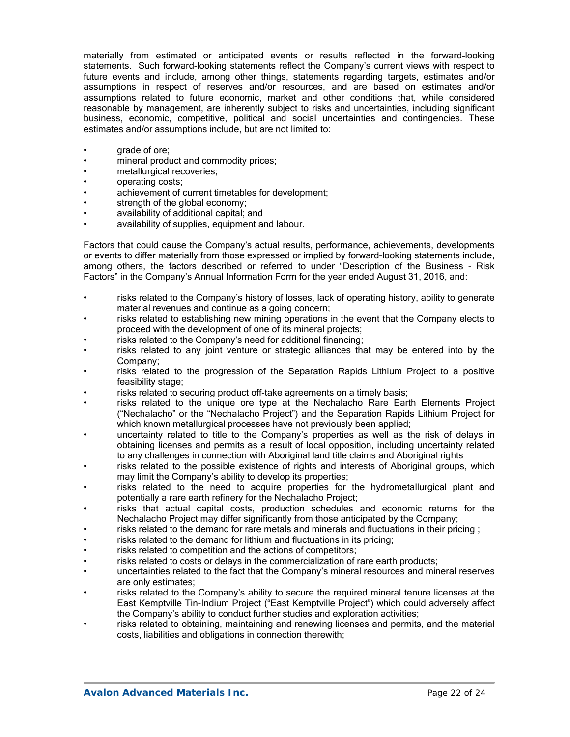materially from estimated or anticipated events or results reflected in the forward-looking statements. Such forward-looking statements reflect the Company's current views with respect to future events and include, among other things, statements regarding targets, estimates and/or assumptions in respect of reserves and/or resources, and are based on estimates and/or assumptions related to future economic, market and other conditions that, while considered reasonable by management, are inherently subject to risks and uncertainties, including significant business, economic, competitive, political and social uncertainties and contingencies. These estimates and/or assumptions include, but are not limited to:

- grade of ore;
- mineral product and commodity prices;
- metallurgical recoveries;
- operating costs;
- achievement of current timetables for development;
- strength of the global economy;
- availability of additional capital; and
- availability of supplies, equipment and labour.

Factors that could cause the Company's actual results, performance, achievements, developments or events to differ materially from those expressed or implied by forward-looking statements include, among others, the factors described or referred to under "Description of the Business - Risk Factors" in the Company's Annual Information Form for the year ended August 31, 2016, and:

- risks related to the Company's history of losses, lack of operating history, ability to generate material revenues and continue as a going concern;
- risks related to establishing new mining operations in the event that the Company elects to proceed with the development of one of its mineral projects;
- risks related to the Company's need for additional financing;
- risks related to any joint venture or strategic alliances that may be entered into by the Company;
- risks related to the progression of the Separation Rapids Lithium Project to a positive feasibility stage;
- risks related to securing product off-take agreements on a timely basis;
- risks related to the unique ore type at the Nechalacho Rare Earth Elements Project ("Nechalacho" or the "Nechalacho Project") and the Separation Rapids Lithium Project for which known metallurgical processes have not previously been applied;
- uncertainty related to title to the Company's properties as well as the risk of delays in obtaining licenses and permits as a result of local opposition, including uncertainty related to any challenges in connection with Aboriginal land title claims and Aboriginal rights
- risks related to the possible existence of rights and interests of Aboriginal groups, which may limit the Company's ability to develop its properties;
- risks related to the need to acquire properties for the hydrometallurgical plant and potentially a rare earth refinery for the Nechalacho Project;
- risks that actual capital costs, production schedules and economic returns for the Nechalacho Project may differ significantly from those anticipated by the Company;
- risks related to the demand for rare metals and minerals and fluctuations in their pricing ;
- risks related to the demand for lithium and fluctuations in its pricing;
- risks related to competition and the actions of competitors;
- risks related to costs or delays in the commercialization of rare earth products;
- uncertainties related to the fact that the Company's mineral resources and mineral reserves are only estimates;
- risks related to the Company's ability to secure the required mineral tenure licenses at the East Kemptville Tin-Indium Project ("East Kemptville Project") which could adversely affect the Company's ability to conduct further studies and exploration activities;
- risks related to obtaining, maintaining and renewing licenses and permits, and the material costs, liabilities and obligations in connection therewith;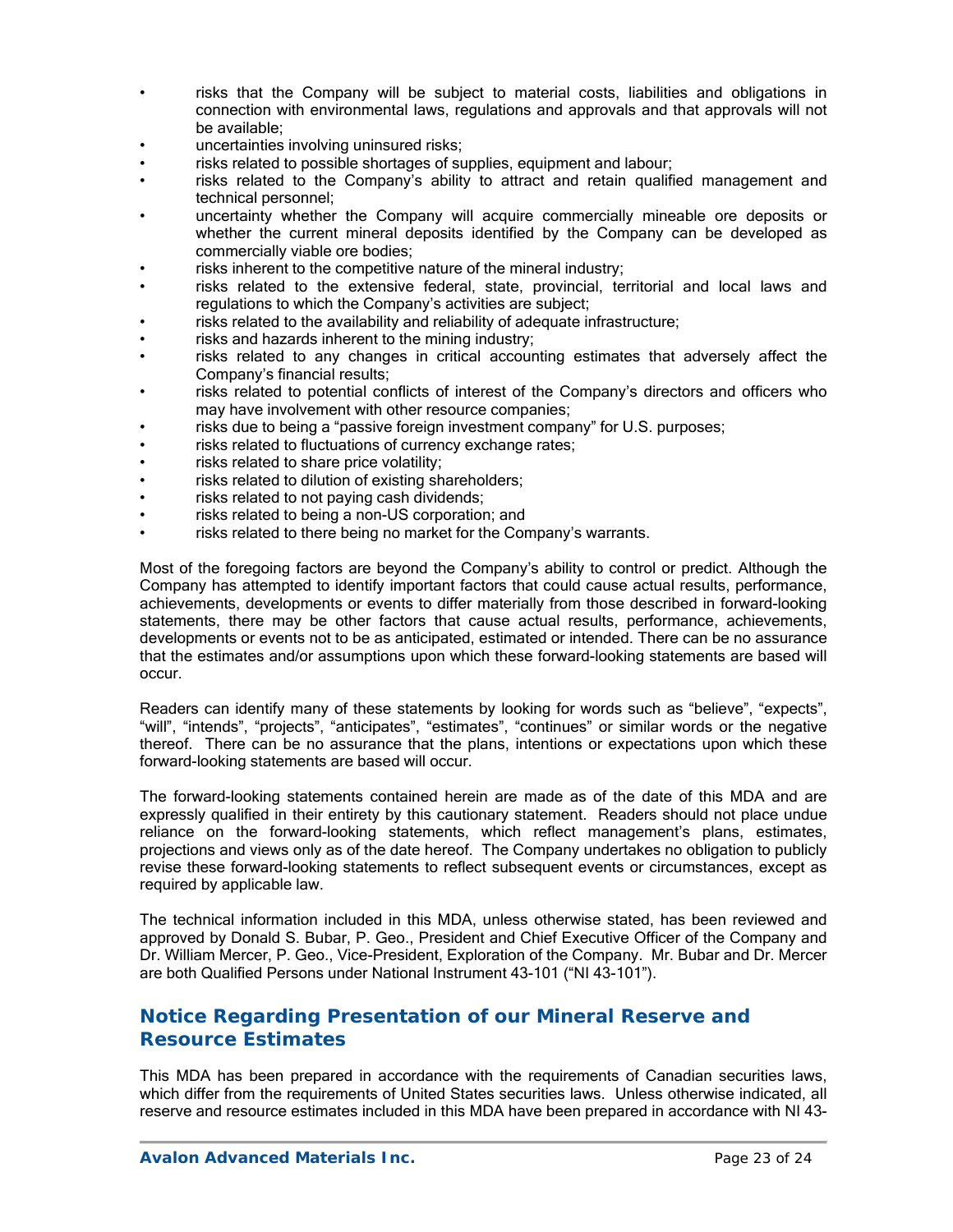- risks that the Company will be subject to material costs, liabilities and obligations in connection with environmental laws, regulations and approvals and that approvals will not be available;
- uncertainties involving uninsured risks;
- risks related to possible shortages of supplies, equipment and labour;
- risks related to the Company's ability to attract and retain qualified management and technical personnel;
- uncertainty whether the Company will acquire commercially mineable ore deposits or whether the current mineral deposits identified by the Company can be developed as commercially viable ore bodies;
- risks inherent to the competitive nature of the mineral industry;
- risks related to the extensive federal, state, provincial, territorial and local laws and regulations to which the Company's activities are subject;
- risks related to the availability and reliability of adequate infrastructure;
- risks and hazards inherent to the mining industry;
- risks related to any changes in critical accounting estimates that adversely affect the Company's financial results;
- risks related to potential conflicts of interest of the Company's directors and officers who may have involvement with other resource companies;
- risks due to being a "passive foreign investment company" for U.S. purposes;
- risks related to fluctuations of currency exchange rates;
- risks related to share price volatility;
- risks related to dilution of existing shareholders;
- risks related to not paying cash dividends;
- risks related to being a non-US corporation; and
- risks related to there being no market for the Company's warrants.

Most of the foregoing factors are beyond the Company's ability to control or predict. Although the Company has attempted to identify important factors that could cause actual results, performance, achievements, developments or events to differ materially from those described in forward-looking statements, there may be other factors that cause actual results, performance, achievements, developments or events not to be as anticipated, estimated or intended. There can be no assurance that the estimates and/or assumptions upon which these forward-looking statements are based will occur.

Readers can identify many of these statements by looking for words such as "believe", "expects", "will", "intends", "projects", "anticipates", "estimates", "continues" or similar words or the negative thereof. There can be no assurance that the plans, intentions or expectations upon which these forward-looking statements are based will occur.

The forward-looking statements contained herein are made as of the date of this MDA and are expressly qualified in their entirety by this cautionary statement. Readers should not place undue reliance on the forward-looking statements, which reflect management's plans, estimates, projections and views only as of the date hereof. The Company undertakes no obligation to publicly revise these forward-looking statements to reflect subsequent events or circumstances, except as required by applicable law.

The technical information included in this MDA, unless otherwise stated, has been reviewed and approved by Donald S. Bubar, P. Geo., President and Chief Executive Officer of the Company and Dr. William Mercer, P. Geo., Vice-President, Exploration of the Company. Mr. Bubar and Dr. Mercer are both Qualified Persons under National Instrument 43-101 ("NI 43-101").

## Notice Regarding Presentation of our Mineral Reserve and Resource Estimates

This MDA has been prepared in accordance with the requirements of Canadian securities laws, which differ from the requirements of United States securities laws. Unless otherwise indicated, all reserve and resource estimates included in this MDA have been prepared in accordance with NI 43-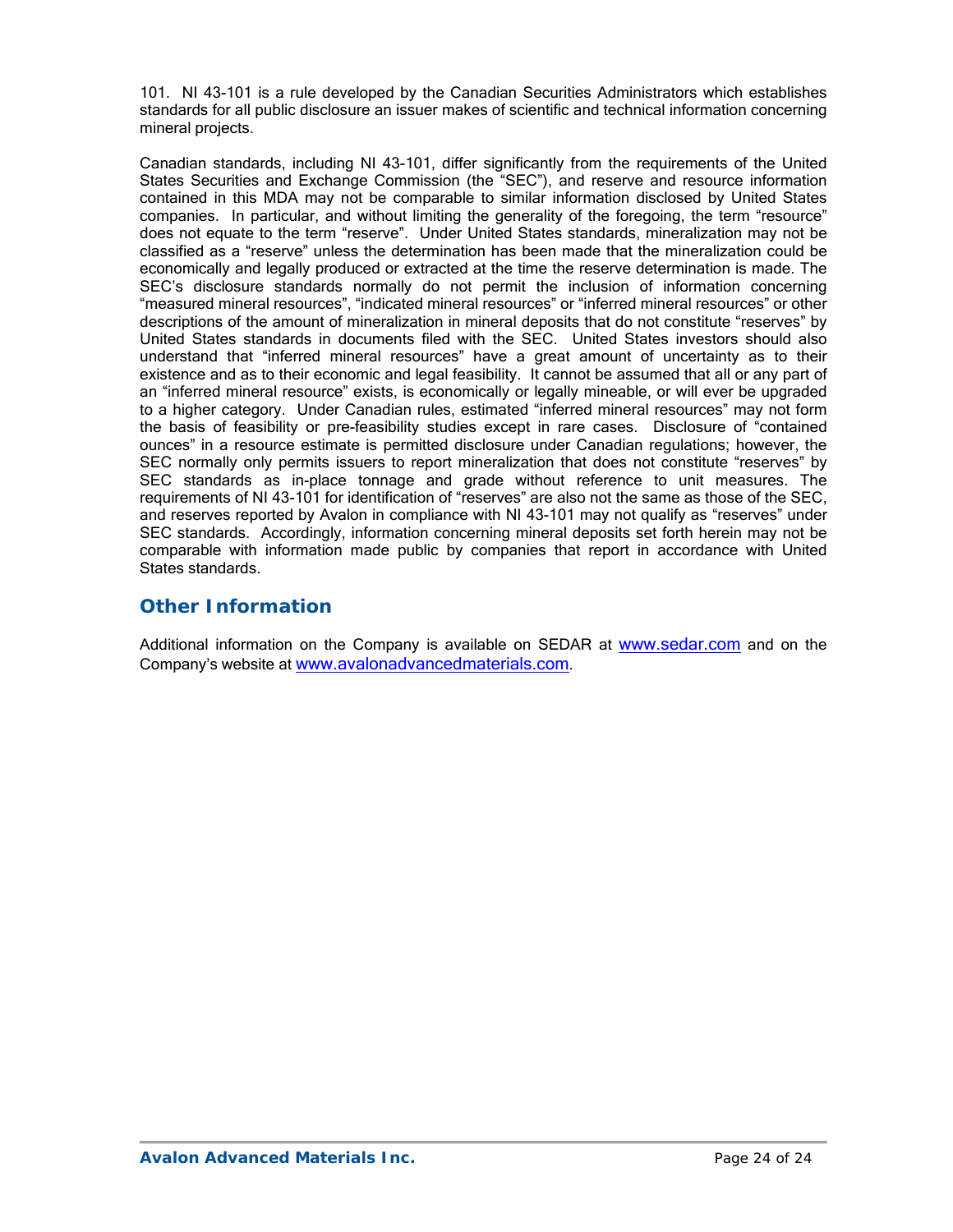101. NI 43-101 is a rule developed by the Canadian Securities Administrators which establishes standards for all public disclosure an issuer makes of scientific and technical information concerning mineral projects.

Canadian standards, including NI 43-101, differ significantly from the requirements of the United States Securities and Exchange Commission (the "SEC"), and reserve and resource information contained in this MDA may not be comparable to similar information disclosed by United States companies. In particular, and without limiting the generality of the foregoing, the term "resource" does not equate to the term "reserve". Under United States standards, mineralization may not be classified as a "reserve" unless the determination has been made that the mineralization could be economically and legally produced or extracted at the time the reserve determination is made. The SEC's disclosure standards normally do not permit the inclusion of information concerning "measured mineral resources", "indicated mineral resources" or "inferred mineral resources" or other descriptions of the amount of mineralization in mineral deposits that do not constitute "reserves" by United States standards in documents filed with the SEC. United States investors should also understand that "inferred mineral resources" have a great amount of uncertainty as to their existence and as to their economic and legal feasibility. It cannot be assumed that all or any part of an "inferred mineral resource" exists, is economically or legally mineable, or will ever be upgraded to a higher category. Under Canadian rules, estimated "inferred mineral resources" may not form the basis of feasibility or pre-feasibility studies except in rare cases. Disclosure of "contained ounces" in a resource estimate is permitted disclosure under Canadian regulations; however, the SEC normally only permits issuers to report mineralization that does not constitute "reserves" by SEC standards as in-place tonnage and grade without reference to unit measures. The requirements of NI 43-101 for identification of "reserves" are also not the same as those of the SEC, and reserves reported by Avalon in compliance with NI 43-101 may not qualify as "reserves" under SEC standards. Accordingly, information concerning mineral deposits set forth herein may not be comparable with information made public by companies that report in accordance with United States standards.

## Other Information

Additional information on the Company is available on SEDAR at www.sedar.com and on the Company's website at www.avalonadvancedmaterials.com.